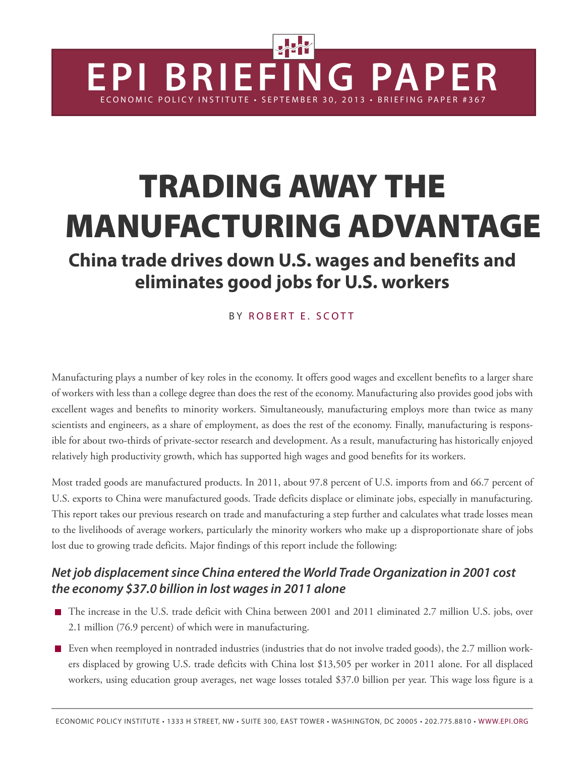# EPI BRIEFING PAPER

ECONOMIC POLICY INSTITUTE • SEPTEMBER 30, 2013 • BRIEFING PAPER #367

# TRADING AWAY THE MANUFACTURING ADVANTAGE

## China trade drives down U.S. wages and benefits and eliminates good jobs for U.S. workers

BY ROBERT E. SCOTT

Manufacturing plays a number of key roles in the economy. It offers good wages and excellent benefits to a larger share of workers with less than a college degree than does the rest of the economy. Manufacturing also provides good jobs with excellent wages and benefits to minority workers. Simultaneously, manufacturing employs more than twice as many scientists and engineers, as a share of employment, as does the rest of the economy. Finally, manufacturing is responsible for about two-thirds of private-sector research and development. As a result, manufacturing has historically enjoyed relatively high productivity growth, which has supported high wages and good benefits for its workers.

Most traded goods are manufactured products. In 2011, about 97.8 percent of U.S. imports from and 66.7 percent of U.S. exports to China were manufactured goods. Trade deficits displace or eliminate jobs, especially in manufacturing. This report takes our previous research on trade and manufacturing a step further and calculates what trade losses mean to the livelihoods of average workers, particularly the minority workers who make up a disproportionate share of jobs lost due to growing trade deficits. Major findings of this report include the following:

### *Net job displacement since China entered the World Trade Organization in 2001 cost the economy $37.0 billion in lost wages in 2011 alone*

- The increase in the U.S. trade deficit with China between 2001 and 2011 eliminated 2.7 million U.S. jobs, over 2.1 million (76.9 percent) of which were in manufacturing.
- Even when reemployed in nontraded industries (industries that do not involve traded goods), the 2.7 million workers displaced by growing U.S. trade deficits with China lost $13,505 per worker in 2011 alone. For all displaced workers, using education group averages, net wage losses totaled $37.0 billion per year. This wage loss figure is a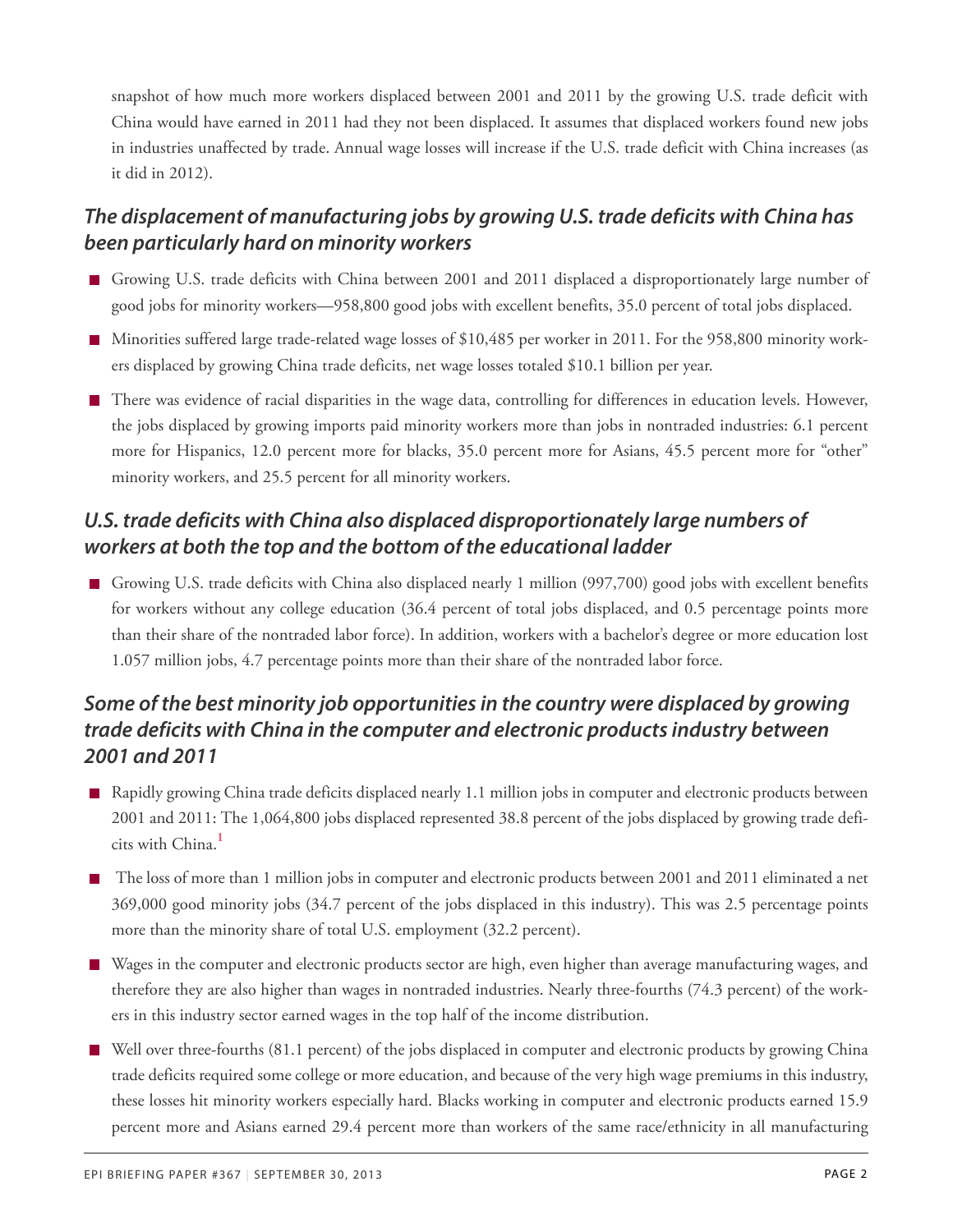snapshot of how much more workers displaced between 2001 and 2011 by the growing U.S. trade deficit with China would have earned in 2011 had they not been displaced. It assumes that displaced workers found new jobs in industries unaffected by trade. Annual wage losses will increase if the U.S. trade deficit with China increases (as it did in 2012).

### *The displacement of manufacturing jobs by growing U.S. trade deficits with China has been particularly hard on minority workers*

- Growing U.S. trade deficits with China between 2001 and 2011 displaced a disproportionately large number of good jobs for minority workers—958,800 good jobs with excellent benefits, 35.0 percent of total jobs displaced.
- Minorities suffered large trade-related wage losses of $10,485 per worker in 2011. For the 958,800 minority workers displaced by growing China trade deficits, net wage losses totaled $10.1 billion per year.
- There was evidence of racial disparities in the wage data, controlling for differences in education levels. However, the jobs displaced by growing imports paid minority workers more than jobs in nontraded industries: 6.1 percent more for Hispanics, 12.0 percent more for blacks, 35.0 percent more for Asians, 45.5 percent more for "other" minority workers, and 25.5 percent for all minority workers.

### *U.S. trade deficits with China also displaced disproportionately large numbers of workers at both the top and the bottom of the educational ladder*

- Growing U.S. trade deficits with China also displaced nearly 1 million (997,700) good jobs with excellent benefits for workers without any college education (36.4 percent of total jobs displaced, and 0.5 percentage points more than their share of the nontraded labor force). In addition, workers with a bachelor's degree or more education lost 1.057 million jobs, 4.7 percentage points more than their share of the nontraded labor force.

### *Some of the best minority job opportunities in the country were displaced by growing trade deficits with China in the computer and electronic products industry between 2001 and 2011*

- Rapidly growing China trade deficits displaced nearly 1.1 million jobs in computer and electronic products between 2001 and 2011: The 1,064,800 jobs displaced represented 38.8 percent of the jobs displaced by growing trade deficits with China.[1]
- The loss of more than 1 million jobs in computer and electronic products between 2001 and 2011 eliminated a net 369,000 good minority jobs (34.7 percent of the jobs displaced in this industry). This was 2.5 percentage points more than the minority share of total U.S. employment (32.2 percent).
- Wages in the computer and electronic products sector are high, even higher than average manufacturing wages, and therefore they are also higher than wages in nontraded industries. Nearly three-fourths (74.3 percent) of the workers in this industry sector earned wages in the top half of the income distribution.
- Well over three-fourths (81.1 percent) of the jobs displaced in computer and electronic products by growing China trade deficits required some college or more education, and because of the very high wage premiums in this industry, these losses hit minority workers especially hard. Blacks working in computer and electronic products earned 15.9 percent more and Asians earned 29.4 percent more than workers of the same race/ethnicity in all manufacturing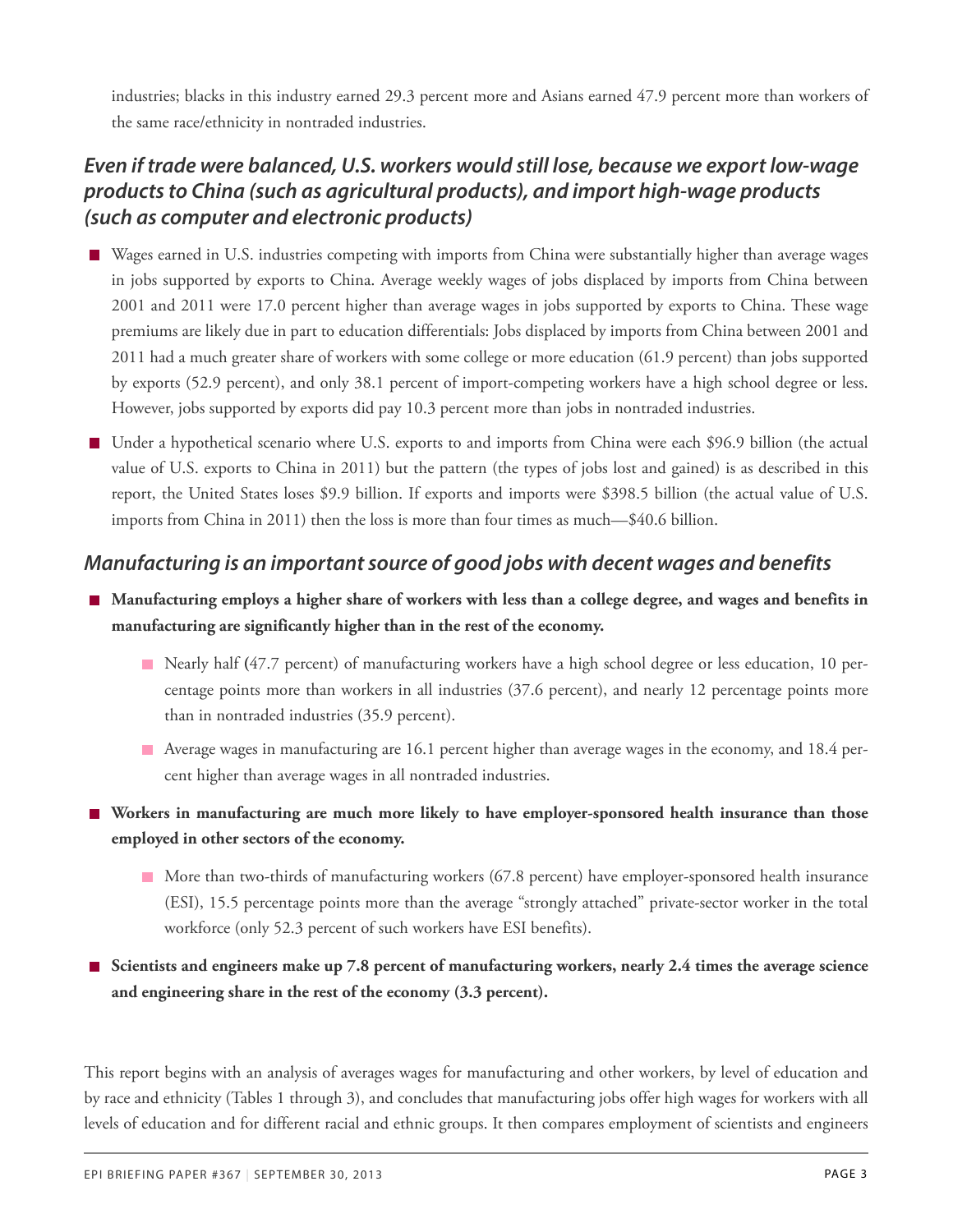industries; blacks in this industry earned 29.3 percent more and Asians earned 47.9 percent more than workers of the same race/ethnicity in nontraded industries.

### *Even if trade were balanced, U.S. workers would still lose, because we export low-wage products to China (such as agricultural products), and import high-wage products (such as computer and electronic products)*

- Wages earned in U.S. industries competing with imports from China were substantially higher than average wages in jobs supported by exports to China. Average weekly wages of jobs displaced by imports from China between 2001 and 2011 were 17.0 percent higher than average wages in jobs supported by exports to China. These wage premiums are likely due in part to education differentials: Jobs displaced by imports from China between 2001 and 2011 had a much greater share of workers with some college or more education (61.9 percent) than jobs supported by exports (52.9 percent), and only 38.1 percent of import-competing workers have a high school degree or less. However, jobs supported by exports did pay 10.3 percent more than jobs in nontraded industries.
- Under a hypothetical scenario where U.S. exports to and imports from China were each $96.9 billion (the actual value of U.S. exports to China in 2011) but the pattern (the types of jobs lost and gained) is as described in this report, the United States loses $9.9 billion. If exports and imports were $398.5 billion (the actual value of U.S. imports from China in 2011) then the loss is more than four times as much—$40.6 billion.

### *Manufacturing is an important source of good jobs with decent wages and benefits*

- **Manufacturing employs a higher share of workers with less than a college degree, and wages and benefits in manufacturing are significantly higher than in the rest of the economy.**
  - Nearly half (47.7 percent) of manufacturing workers have a high school degree or less education, 10 percentage points more than workers in all industries (37.6 percent), and nearly 12 percentage points more than in nontraded industries (35.9 percent).
  - Average wages in manufacturing are 16.1 percent higher than average wages in the economy, and 18.4 percent higher than average wages in all nontraded industries.
- **Workers in manufacturing are much more likely to have employer-sponsored health insurance than those employed in other sectors of the economy.**
  - More than two-thirds of manufacturing workers (67.8 percent) have employer-sponsored health insurance (ESI), 15.5 percentage points more than the average "strongly attached" private-sector worker in the total workforce (only 52.3 percent of such workers have ESI benefits).
- **Scientists and engineers make up 7.8 percent of manufacturing workers, nearly 2.4 times the average science and engineering share in the rest of the economy (3.3 percent).**

This report begins with an analysis of averages wages for manufacturing and other workers, by level of education and by race and ethnicity (Tables 1 through 3), and concludes that manufacturing jobs offer high wages for workers with all levels of education and for different racial and ethnic groups. It then compares employment of scientists and engineers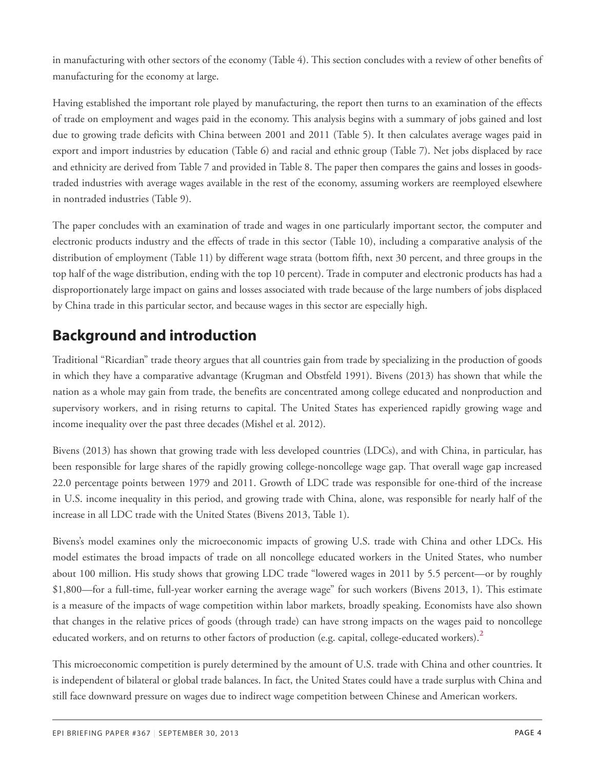in manufacturing with other sectors of the economy (Table 4). This section concludes with a review of other benefits of manufacturing for the economy at large.

Having established the important role played by manufacturing, the report then turns to an examination of the effects of trade on employment and wages paid in the economy. This analysis begins with a summary of jobs gained and lost due to growing trade deficits with China between 2001 and 2011 (Table 5). It then calculates average wages paid in export and import industries by education (Table 6) and racial and ethnic group (Table 7). Net jobs displaced by race and ethnicity are derived from Table 7 and provided in Table 8. The paper then compares the gains and losses in goods-traded industries with average wages available in the rest of the economy, assuming workers are reemployed elsewhere in nontraded industries (Table 9).

The paper concludes with an examination of trade and wages in one particularly important sector, the computer and electronic products industry and the effects of trade in this sector (Table 10), including a comparative analysis of the distribution of employment (Table 11) by different wage strata (bottom fifth, next 30 percent, and three groups in the top half of the wage distribution, ending with the top 10 percent). Trade in computer and electronic products has had a disproportionately large impact on gains and losses associated with trade because of the large numbers of jobs displaced by China trade in this particular sector, and because wages in this sector are especially high.

## Background and introduction

Traditional "Ricardian" trade theory argues that all countries gain from trade by specializing in the production of goods in which they have a comparative advantage (Krugman and Obstfeld 1991). Bivens (2013) has shown that while the nation as a whole may gain from trade, the benefits are concentrated among college educated and nonproduction and supervisory workers, and in rising returns to capital. The United States has experienced rapidly growing wage and income inequality over the past three decades (Mishel et al. 2012).

Bivens (2013) has shown that growing trade with less developed countries (LDCs), and with China, in particular, has been responsible for large shares of the rapidly growing college-noncollege wage gap. That overall wage gap increased 22.0 percentage points between 1979 and 2011. Growth of LDC trade was responsible for one-third of the increase in U.S. income inequality in this period, and growing trade with China, alone, was responsible for nearly half of the increase in all LDC trade with the United States (Bivens 2013, Table 1).

Bivens's model examines only the microeconomic impacts of growing U.S. trade with China and other LDCs. His model estimates the broad impacts of trade on all noncollege educated workers in the United States, who number about 100 million. His study shows that growing LDC trade "lowered wages in 2011 by 5.5 percent—or by roughly $1,800—for a full-time, full-year worker earning the average wage" for such workers (Bivens 2013, 1). This estimate is a measure of the impacts of wage competition within labor markets, broadly speaking. Economists have also shown that changes in the relative prices of goods (through trade) can have strong impacts on the wages paid to noncollege educated workers, and on returns to other factors of production (e.g. capital, college-educated workers).[2]

This microeconomic competition is purely determined by the amount of U.S. trade with China and other countries. It is independent of bilateral or global trade balances. In fact, the United States could have a trade surplus with China and still face downward pressure on wages due to indirect wage competition between Chinese and American workers.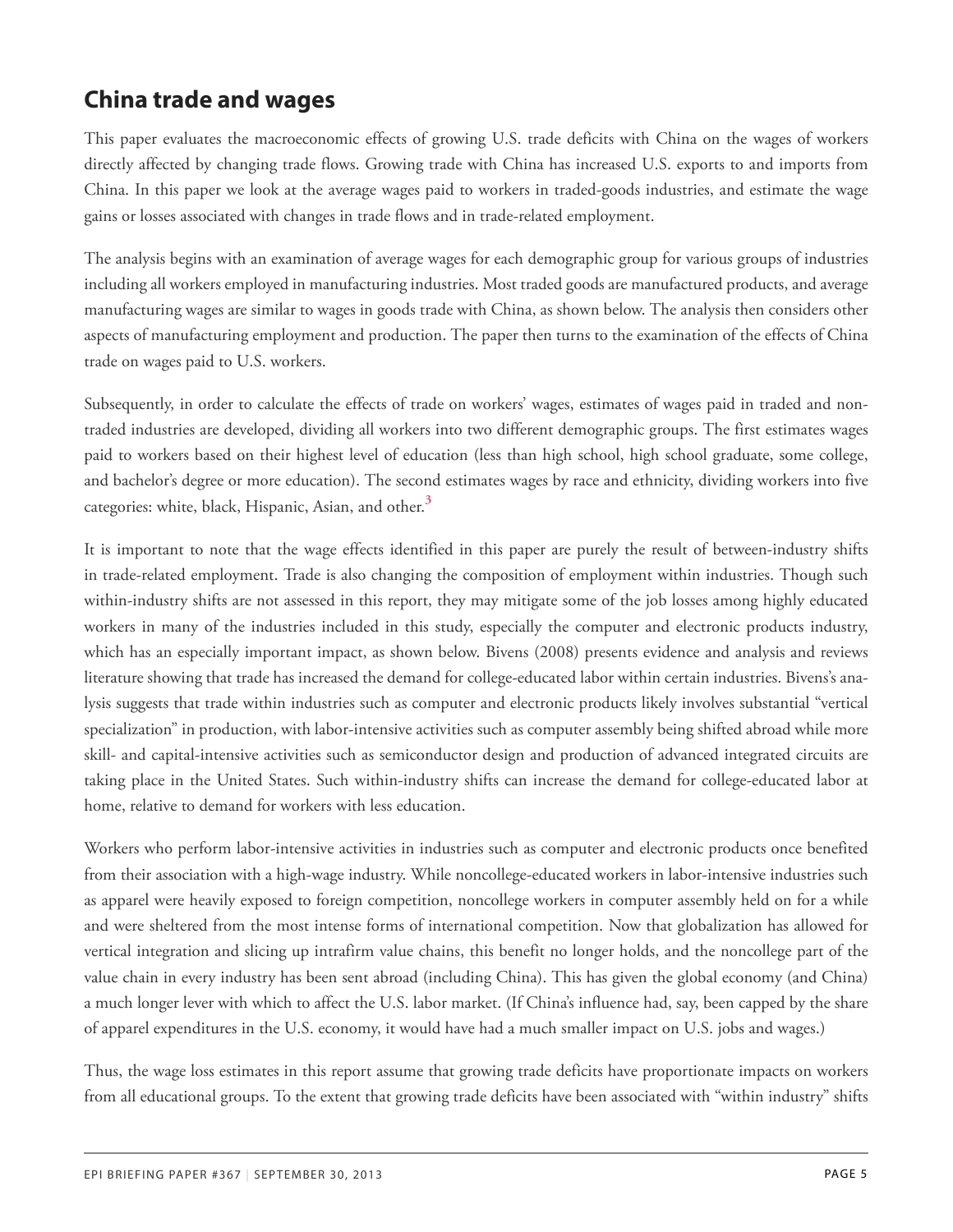## China trade and wages

This paper evaluates the macroeconomic effects of growing U.S. trade deficits with China on the wages of workers directly affected by changing trade flows. Growing trade with China has increased U.S. exports to and imports from China. In this paper we look at the average wages paid to workers in traded-goods industries, and estimate the wage gains or losses associated with changes in trade flows and in trade-related employment.

The analysis begins with an examination of average wages for each demographic group for various groups of industries including all workers employed in manufacturing industries. Most traded goods are manufactured products, and average manufacturing wages are similar to wages in goods trade with China, as shown below. The analysis then considers other aspects of manufacturing employment and production. The paper then turns to the examination of the effects of China trade on wages paid to U.S. workers.

Subsequently, in order to calculate the effects of trade on workers' wages, estimates of wages paid in traded and non-traded industries are developed, dividing all workers into two different demographic groups. The first estimates wages paid to workers based on their highest level of education (less than high school, high school graduate, some college, and bachelor's degree or more education). The second estimates wages by race and ethnicity, dividing workers into five categories: white, black, Hispanic, Asian, and other.[3]

It is important to note that the wage effects identified in this paper are purely the result of between-industry shifts in trade-related employment. Trade is also changing the composition of employment within industries. Though such within-industry shifts are not assessed in this report, they may mitigate some of the job losses among highly educated workers in many of the industries included in this study, especially the computer and electronic products industry, which has an especially important impact, as shown below. Bivens (2008) presents evidence and analysis and reviews literature showing that trade has increased the demand for college-educated labor within certain industries. Bivens's analysis suggests that trade within industries such as computer and electronic products likely involves substantial "vertical specialization" in production, with labor-intensive activities such as computer assembly being shifted abroad while more skill- and capital-intensive activities such as semiconductor design and production of advanced integrated circuits are taking place in the United States. Such within-industry shifts can increase the demand for college-educated labor at home, relative to demand for workers with less education.

Workers who perform labor-intensive activities in industries such as computer and electronic products once benefited from their association with a high-wage industry. While noncollege-educated workers in labor-intensive industries such as apparel were heavily exposed to foreign competition, noncollege workers in computer assembly held on for a while and were sheltered from the most intense forms of international competition. Now that globalization has allowed for vertical integration and slicing up intrafirm value chains, this benefit no longer holds, and the noncollege part of the value chain in every industry has been sent abroad (including China). This has given the global economy (and China) a much longer lever with which to affect the U.S. labor market. (If China's influence had, say, been capped by the share of apparel expenditures in the U.S. economy, it would have had a much smaller impact on U.S. jobs and wages.)

Thus, the wage loss estimates in this report assume that growing trade deficits have proportionate impacts on workers from all educational groups. To the extent that growing trade deficits have been associated with "within industry" shifts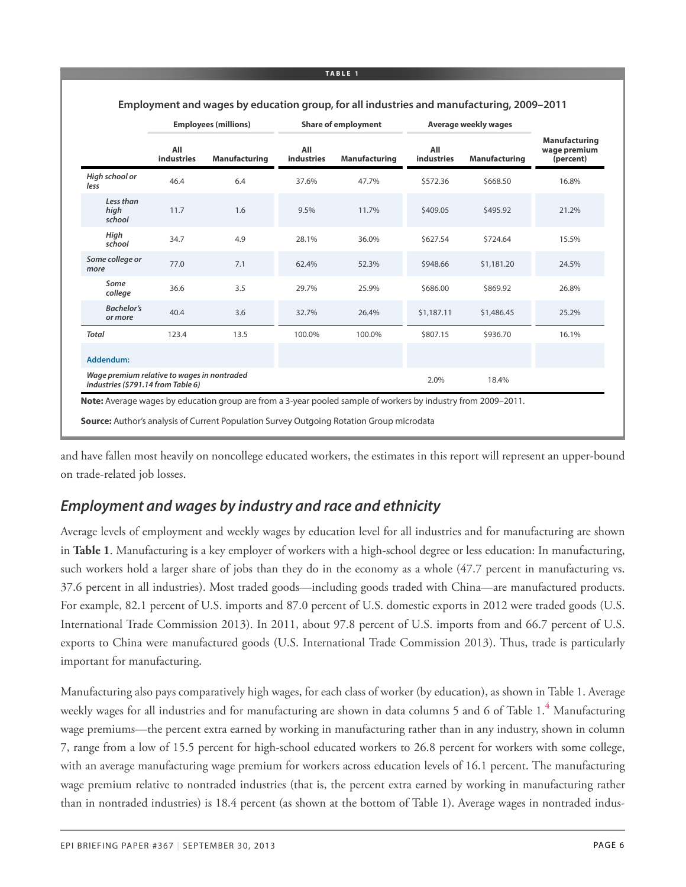**TABLE 1**

**Employment and wages by education group, for all industries and manufacturing, 2009–2011**

| | Employees (millions) | | Share of employment | | Average weekly wages | | |
|---|---|---|---|---|---|---|---|
| | All industries | Manufacturing | All industries | Manufacturing | All industries | Manufacturing | Manufacturing wage premium (percent) |
| *High school or less* | 46.4 | 6.4 | 37.6% | 47.7% | $572.36 | $668.50 | 16.8% |
| *Less than high school* | 11.7 | 1.6 | 9.5% | 11.7% | $409.05 | $495.92 | 21.2% |
| *High school* | 34.7 | 4.9 | 28.1% | 36.0% | $627.54 | $724.64 | 15.5% |
| *Some college or more* | 77.0 | 7.1 | 62.4% | 52.3% | $948.66 | $1,181.20 | 24.5% |
| *Some college* | 36.6 | 3.5 | 29.7% | 25.9% | $686.00 | $869.92 | 26.8% |
| *Bachelor's or more* | 40.4 | 3.6 | 32.7% | 26.4% | $1,187.11 | $1,486.45 | 25.2% |
| *Total* | 123.4 | 13.5 | 100.0% | 100.0% | $807.15 | $936.70 | 16.1% |
| **Addendum:** | | | | | | | |
| *Wage premium relative to wages in nontraded industries ($791.14 from Table 6)* | | | | | 2.0% | 18.4% | |

**Note:** Average wages by education group are from a 3-year pooled sample of workers by industry from 2009–2011.

**Source:** Author's analysis of Current Population Survey Outgoing Rotation Group microdata

and have fallen most heavily on noncollege educated workers, the estimates in this report will represent an upper-bound on trade-related job losses.

## *Employment and wages by industry and race and ethnicity*

Average levels of employment and weekly wages by education level for all industries and for manufacturing are shown in **Table 1**. Manufacturing is a key employer of workers with a high-school degree or less education: In manufacturing, such workers hold a larger share of jobs than they do in the economy as a whole (47.7 percent in manufacturing vs. 37.6 percent in all industries). Most traded goods—including goods traded with China—are manufactured products. For example, 82.1 percent of U.S. imports and 87.0 percent of U.S. domestic exports in 2012 were traded goods (U.S. International Trade Commission 2013). In 2011, about 97.8 percent of U.S. imports from and 66.7 percent of U.S. exports to China were manufactured goods (U.S. International Trade Commission 2013). Thus, trade is particularly important for manufacturing.

Manufacturing also pays comparatively high wages, for each class of worker (by education), as shown in Table 1. Average weekly wages for all industries and for manufacturing are shown in data columns 5 and 6 of Table 1.[4] Manufacturing wage premiums—the percent extra earned by working in manufacturing rather than in any industry, shown in column 7, range from a low of 15.5 percent for high-school educated workers to 26.8 percent for workers with some college, with an average manufacturing wage premium for workers across education levels of 16.1 percent. The manufacturing wage premium relative to nontraded industries (that is, the percent extra earned by working in manufacturing rather than in nontraded industries) is 18.4 percent (as shown at the bottom of Table 1). Average wages in nontraded indus-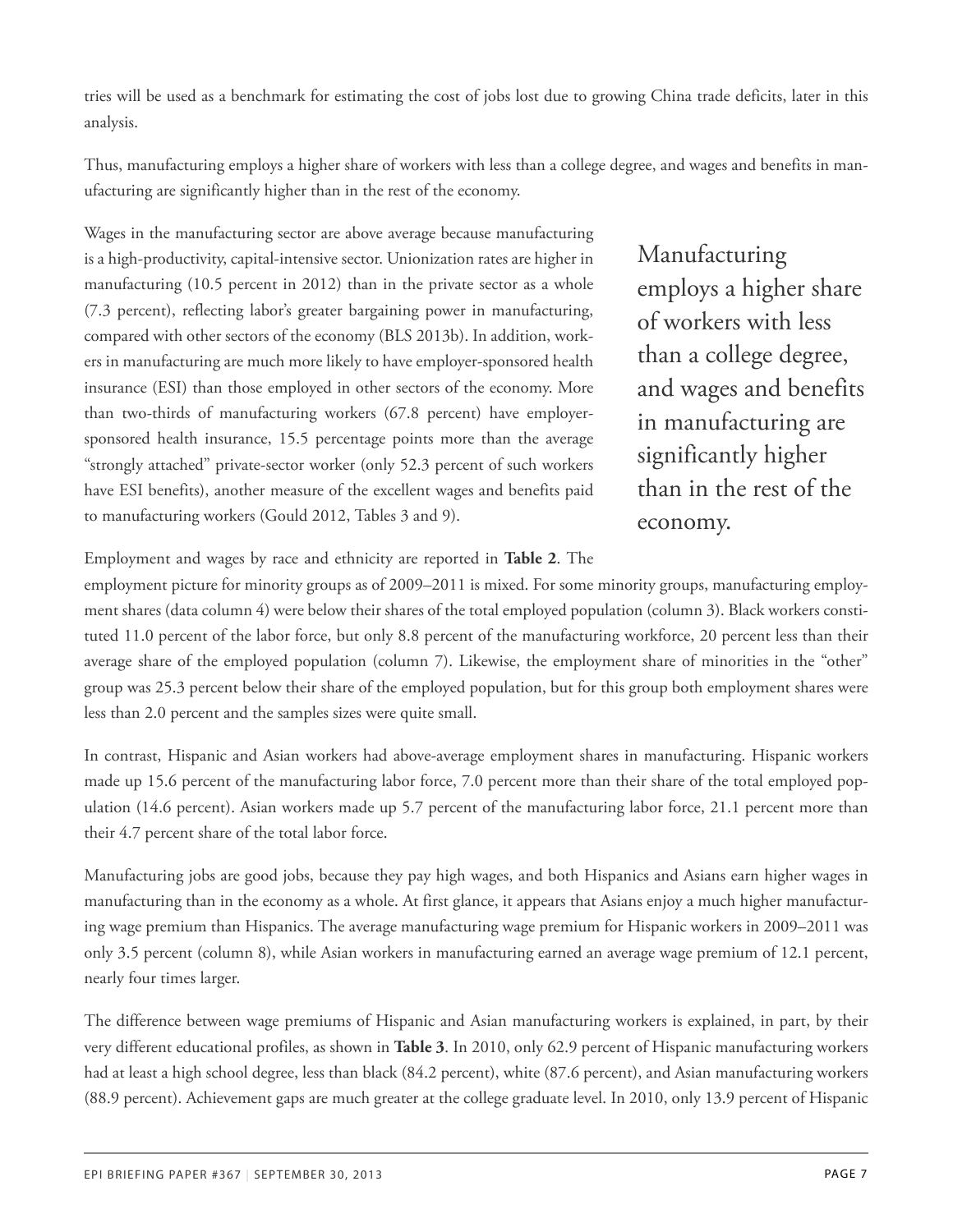tries will be used as a benchmark for estimating the cost of jobs lost due to growing China trade deficits, later in this analysis.

Thus, manufacturing employs a higher share of workers with less than a college degree, and wages and benefits in manufacturing are significantly higher than in the rest of the economy.

Wages in the manufacturing sector are above average because manufacturing is a high-productivity, capital-intensive sector. Unionization rates are higher in manufacturing (10.5 percent in 2012) than in the private sector as a whole (7.3 percent), reflecting labor's greater bargaining power in manufacturing, compared with other sectors of the economy (BLS 2013b). In addition, workers in manufacturing are much more likely to have employer-sponsored health insurance (ESI) than those employed in other sectors of the economy. More than two-thirds of manufacturing workers (67.8 percent) have employer-sponsored health insurance, 15.5 percentage points more than the average "strongly attached" private-sector worker (only 52.3 percent of such workers have ESI benefits), another measure of the excellent wages and benefits paid to manufacturing workers (Gould 2012, Tables 3 and 9).

> Manufacturing employs a higher share of workers with less than a college degree, and wages and benefits in manufacturing are significantly higher than in the rest of the economy.

Employment and wages by race and ethnicity are reported in **Table 2**. The employment picture for minority groups as of 2009–2011 is mixed. For some minority groups, manufacturing employment shares (data column 4) were below their shares of the total employed population (column 3). Black workers constituted 11.0 percent of the labor force, but only 8.8 percent of the manufacturing workforce, 20 percent less than their average share of the employed population (column 7). Likewise, the employment share of minorities in the "other" group was 25.3 percent below their share of the employed population, but for this group both employment shares were less than 2.0 percent and the samples sizes were quite small.

In contrast, Hispanic and Asian workers had above-average employment shares in manufacturing. Hispanic workers made up 15.6 percent of the manufacturing labor force, 7.0 percent more than their share of the total employed population (14.6 percent). Asian workers made up 5.7 percent of the manufacturing labor force, 21.1 percent more than their 4.7 percent share of the total labor force.

Manufacturing jobs are good jobs, because they pay high wages, and both Hispanics and Asians earn higher wages in manufacturing than in the economy as a whole. At first glance, it appears that Asians enjoy a much higher manufacturing wage premium than Hispanics. The average manufacturing wage premium for Hispanic workers in 2009–2011 was only 3.5 percent (column 8), while Asian workers in manufacturing earned an average wage premium of 12.1 percent, nearly four times larger.

The difference between wage premiums of Hispanic and Asian manufacturing workers is explained, in part, by their very different educational profiles, as shown in **Table 3**. In 2010, only 62.9 percent of Hispanic manufacturing workers had at least a high school degree, less than black (84.2 percent), white (87.6 percent), and Asian manufacturing workers (88.9 percent). Achievement gaps are much greater at the college graduate level. In 2010, only 13.9 percent of Hispanic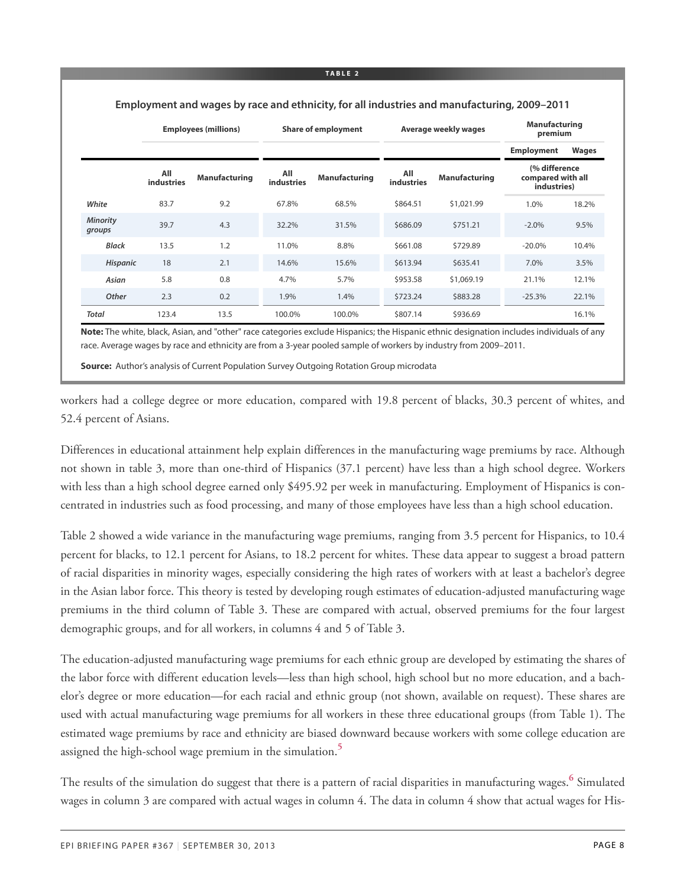**TABLE 2**

**Employment and wages by race and ethnicity, for all industries and manufacturing, 2009–2011**

| | Employees (millions) | | Share of employment | | Average weekly wages | | Manufacturing premium | |
|---|---|---|---|---|---|---|---|---|
| | | | | | | | Employment | Wages |
| | All industries | Manufacturing | All industries | Manufacturing | All industries | Manufacturing | (% difference compared with all industries) | |
| *White* | 83.7 | 9.2 | 67.8% | 68.5% | $864.51 | $1,021.99 | 1.0% | 18.2% |
| *Minority groups* | 39.7 | 4.3 | 32.2% | 31.5% | $686.09 | $751.21 | -2.0% | 9.5% |
| *Black* | 13.5 | 1.2 | 11.0% | 8.8% | $661.08 | $729.89 | -20.0% | 10.4% |
| *Hispanic* | 18 | 2.1 | 14.6% | 15.6% | $613.94 | $635.41 | 7.0% | 3.5% |
| *Asian* | 5.8 | 0.8 | 4.7% | 5.7% | $953.58 | $1,069.19 | 21.1% | 12.1% |
| *Other* | 2.3 | 0.2 | 1.9% | 1.4% | $723.24 | $883.28 | -25.3% | 22.1% |
| *Total* | 123.4 | 13.5 | 100.0% | 100.0% | $807.14 | $936.69 | | 16.1% |

**Note:** The white, black, Asian, and "other" race categories exclude Hispanics; the Hispanic ethnic designation includes individuals of any race. Average wages by race and ethnicity are from a 3-year pooled sample of workers by industry from 2009–2011.

**Source:** Author's analysis of Current Population Survey Outgoing Rotation Group microdata

workers had a college degree or more education, compared with 19.8 percent of blacks, 30.3 percent of whites, and 52.4 percent of Asians.

Differences in educational attainment help explain differences in the manufacturing wage premiums by race. Although not shown in table 3, more than one-third of Hispanics (37.1 percent) have less than a high school degree. Workers with less than a high school degree earned only $495.92 per week in manufacturing. Employment of Hispanics is concentrated in industries such as food processing, and many of those employees have less than a high school education.

Table 2 showed a wide variance in the manufacturing wage premiums, ranging from 3.5 percent for Hispanics, to 10.4 percent for blacks, to 12.1 percent for Asians, to 18.2 percent for whites. These data appear to suggest a broad pattern of racial disparities in minority wages, especially considering the high rates of workers with at least a bachelor's degree in the Asian labor force. This theory is tested by developing rough estimates of education-adjusted manufacturing wage premiums in the third column of Table 3. These are compared with actual, observed premiums for the four largest demographic groups, and for all workers, in columns 4 and 5 of Table 3.

The education-adjusted manufacturing wage premiums for each ethnic group are developed by estimating the shares of the labor force with different education levels—less than high school, high school but no more education, and a bachelor's degree or more education—for each racial and ethnic group (not shown, available on request). These shares are used with actual manufacturing wage premiums for all workers in these three educational groups (from Table 1). The estimated wage premiums by race and ethnicity are biased downward because workers with some college education are assigned the high-school wage premium in the simulation.[5]

The results of the simulation do suggest that there is a pattern of racial disparities in manufacturing wages.[6] Simulated wages in column 3 are compared with actual wages in column 4. The data in column 4 show that actual wages for His-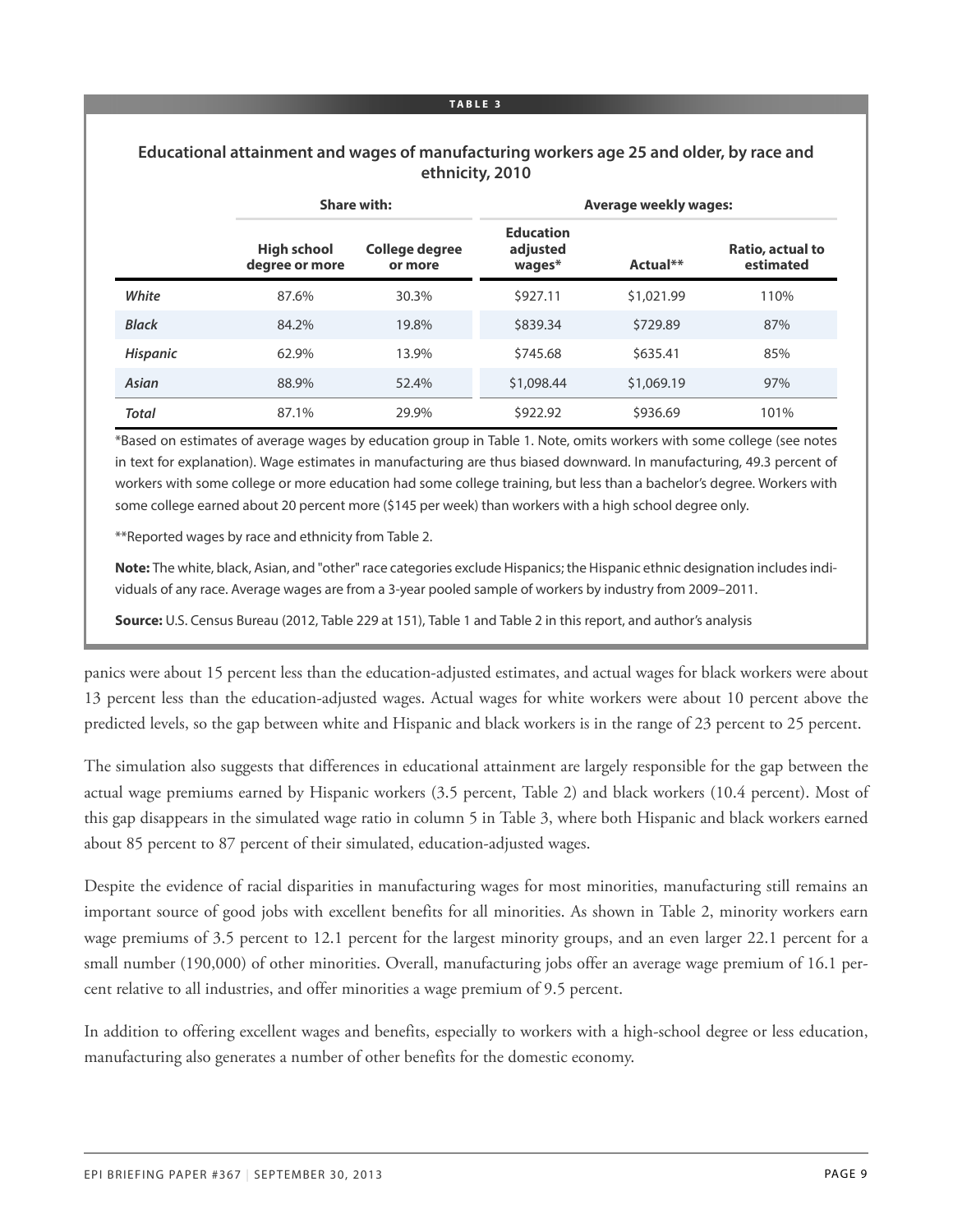**TABLE 3**

**Educational attainment and wages of manufacturing workers age 25 and older, by race and ethnicity, 2010**

| | Share with: | | Average weekly wages: | | |
|---|---|---|---|---|---|
| | **High school degree or more** | **College degree or more** | **Education adjusted wages*** | **Actual**** | **Ratio, actual to estimated** |
| ***White*** | 87.6% | 30.3% | $927.11 | $1,021.99 | 110% |
| ***Black*** | 84.2% | 19.8% | $839.34 | $729.89 | 87% |
| ***Hispanic*** | 62.9% | 13.9% | $745.68 | $635.41 | 85% |
| ***Asian*** | 88.9% | 52.4% | $1,098.44 | $1,069.19 | 97% |
| ***Total*** | 87.1% | 29.9% | $922.92 | $936.69 | 101% |

*Based on estimates of average wages by education group in Table 1. Note, omits workers with some college (see notes in text for explanation). Wage estimates in manufacturing are thus biased downward. In manufacturing, 49.3 percent of workers with some college or more education had some college training, but less than a bachelor's degree. Workers with some college earned about 20 percent more ($145 per week) than workers with a high school degree only.

**Reported wages by race and ethnicity from Table 2.

**Note:** The white, black, Asian, and "other" race categories exclude Hispanics; the Hispanic ethnic designation includes individuals of any race. Average wages are from a 3-year pooled sample of workers by industry from 2009–2011.

**Source:** U.S. Census Bureau (2012, Table 229 at 151), Table 1 and Table 2 in this report, and author's analysis

panics were about 15 percent less than the education-adjusted estimates, and actual wages for black workers were about 13 percent less than the education-adjusted wages. Actual wages for white workers were about 10 percent above the predicted levels, so the gap between white and Hispanic and black workers is in the range of 23 percent to 25 percent.

The simulation also suggests that differences in educational attainment are largely responsible for the gap between the actual wage premiums earned by Hispanic workers (3.5 percent, Table 2) and black workers (10.4 percent). Most of this gap disappears in the simulated wage ratio in column 5 in Table 3, where both Hispanic and black workers earned about 85 percent to 87 percent of their simulated, education-adjusted wages.

Despite the evidence of racial disparities in manufacturing wages for most minorities, manufacturing still remains an important source of good jobs with excellent benefits for all minorities. As shown in Table 2, minority workers earn wage premiums of 3.5 percent to 12.1 percent for the largest minority groups, and an even larger 22.1 percent for a small number (190,000) of other minorities. Overall, manufacturing jobs offer an average wage premium of 16.1 percent relative to all industries, and offer minorities a wage premium of 9.5 percent.

In addition to offering excellent wages and benefits, especially to workers with a high-school degree or less education, manufacturing also generates a number of other benefits for the domestic economy.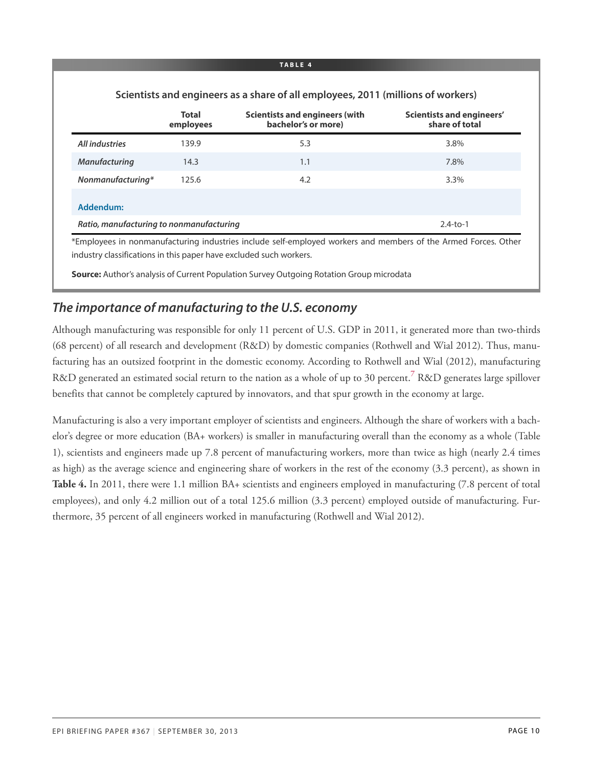**TABLE 4**

**Scientists and engineers as a share of all employees, 2011 (millions of workers)**

| | Total employees | Scientists and engineers (with bachelor's or more) | Scientists and engineers' share of total |
|---|---|---|---|
| *All industries* | 139.9 | 5.3 | 3.8% |
| *Manufacturing* | 14.3 | 1.1 | 7.8% |
| *Nonmanufacturing** | 125.6 | 4.2 | 3.3% |
| **Addendum:** | | | |
| *Ratio, manufacturing to nonmanufacturing* | | | 2.4-to-1 |

*Employees in nonmanufacturing industries include self-employed workers and members of the Armed Forces. Other industry classifications in this paper have excluded such workers.

**Source:** Author's analysis of Current Population Survey Outgoing Rotation Group microdata

## *The importance of manufacturing to the U.S. economy*

Although manufacturing was responsible for only 11 percent of U.S. GDP in 2011, it generated more than two-thirds (68 percent) of all research and development (R&D) by domestic companies (Rothwell and Wial 2012). Thus, manufacturing has an outsized footprint in the domestic economy. According to Rothwell and Wial (2012), manufacturing R&D generated an estimated social return to the nation as a whole of up to 30 percent.[7] R&D generates large spillover benefits that cannot be completely captured by innovators, and that spur growth in the economy at large.

Manufacturing is also a very important employer of scientists and engineers. Although the share of workers with a bachelor's degree or more education (BA+ workers) is smaller in manufacturing overall than the economy as a whole (Table 1), scientists and engineers made up 7.8 percent of manufacturing workers, more than twice as high (nearly 2.4 times as high) as the average science and engineering share of workers in the rest of the economy (3.3 percent), as shown in **Table 4.** In 2011, there were 1.1 million BA+ scientists and engineers employed in manufacturing (7.8 percent of total employees), and only 4.2 million out of a total 125.6 million (3.3 percent) employed outside of manufacturing. Furthermore, 35 percent of all engineers worked in manufacturing (Rothwell and Wial 2012).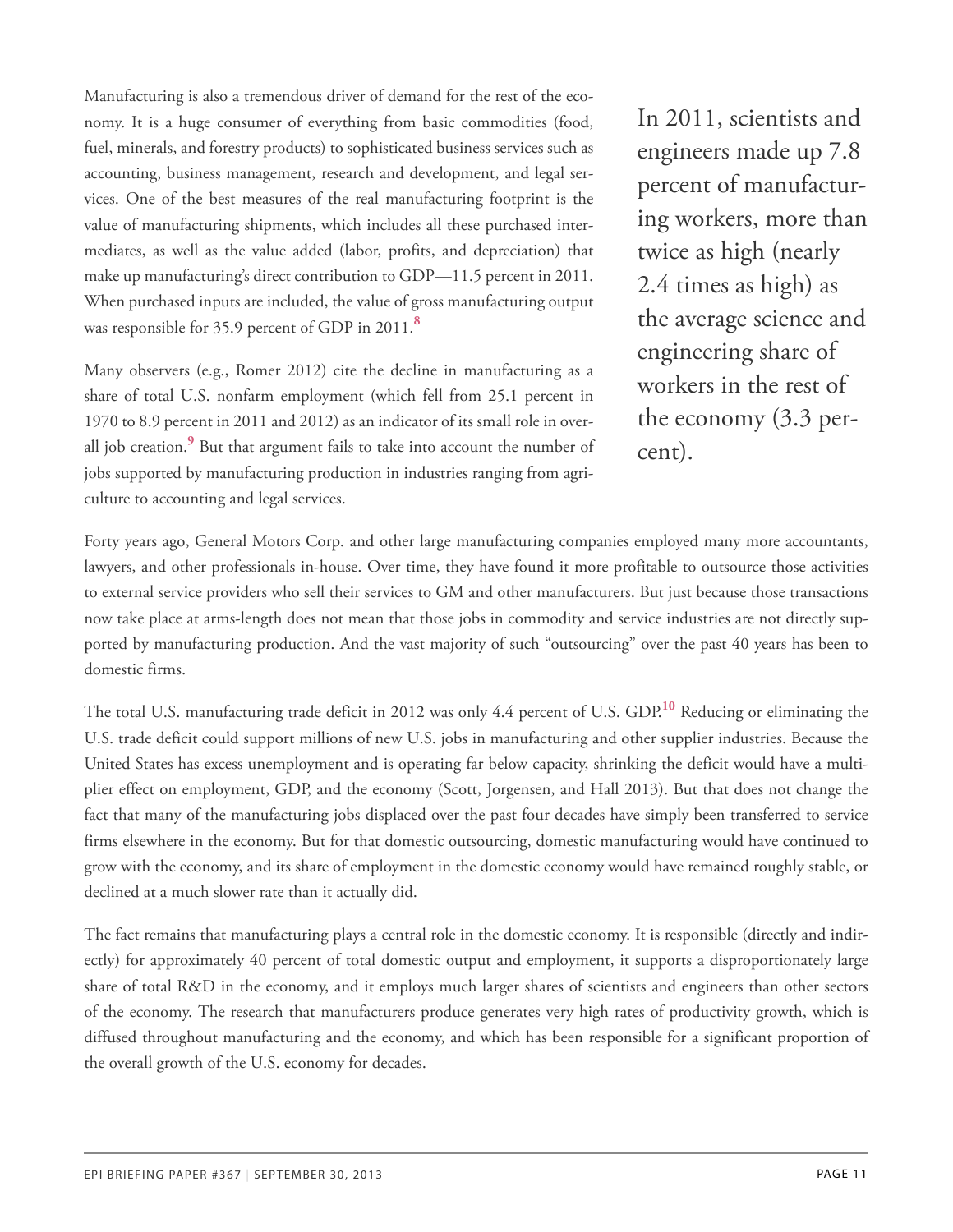Manufacturing is also a tremendous driver of demand for the rest of the economy. It is a huge consumer of everything from basic commodities (food, fuel, minerals, and forestry products) to sophisticated business services such as accounting, business management, research and development, and legal services. One of the best measures of the real manufacturing footprint is the value of manufacturing shipments, which includes all these purchased intermediates, as well as the value added (labor, profits, and depreciation) that make up manufacturing's direct contribution to GDP—11.5 percent in 2011. When purchased inputs are included, the value of gross manufacturing output was responsible for 35.9 percent of GDP in 2011.[8]

Many observers (e.g., Romer 2012) cite the decline in manufacturing as a share of total U.S. nonfarm employment (which fell from 25.1 percent in 1970 to 8.9 percent in 2011 and 2012) as an indicator of its small role in overall job creation.[9] But that argument fails to take into account the number of jobs supported by manufacturing production in industries ranging from agriculture to accounting and legal services.

> In 2011, scientists and engineers made up 7.8 percent of manufacturing workers, more than twice as high (nearly 2.4 times as high) as the average science and engineering share of workers in the rest of the economy (3.3 percent).

Forty years ago, General Motors Corp. and other large manufacturing companies employed many more accountants, lawyers, and other professionals in-house. Over time, they have found it more profitable to outsource those activities to external service providers who sell their services to GM and other manufacturers. But just because those transactions now take place at arms-length does not mean that those jobs in commodity and service industries are not directly supported by manufacturing production. And the vast majority of such "outsourcing" over the past 40 years has been to domestic firms.

The total U.S. manufacturing trade deficit in 2012 was only 4.4 percent of U.S. GDP.[10] Reducing or eliminating the U.S. trade deficit could support millions of new U.S. jobs in manufacturing and other supplier industries. Because the United States has excess unemployment and is operating far below capacity, shrinking the deficit would have a multiplier effect on employment, GDP, and the economy (Scott, Jorgensen, and Hall 2013). But that does not change the fact that many of the manufacturing jobs displaced over the past four decades have simply been transferred to service firms elsewhere in the economy. But for that domestic outsourcing, domestic manufacturing would have continued to grow with the economy, and its share of employment in the domestic economy would have remained roughly stable, or declined at a much slower rate than it actually did.

The fact remains that manufacturing plays a central role in the domestic economy. It is responsible (directly and indirectly) for approximately 40 percent of total domestic output and employment, it supports a disproportionately large share of total R&D in the economy, and it employs much larger shares of scientists and engineers than other sectors of the economy. The research that manufacturers produce generates very high rates of productivity growth, which is diffused throughout manufacturing and the economy, and which has been responsible for a significant proportion of the overall growth of the U.S. economy for decades.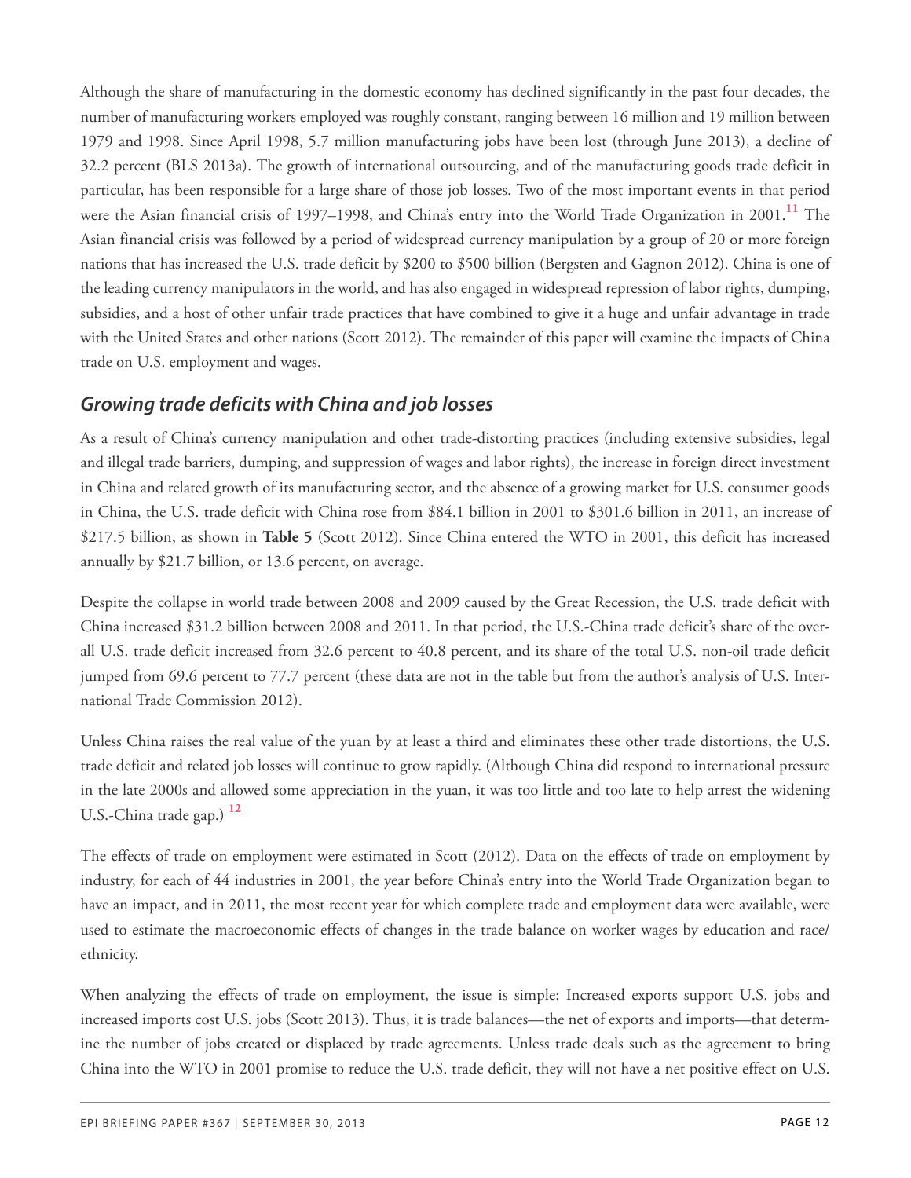Although the share of manufacturing in the domestic economy has declined significantly in the past four decades, the number of manufacturing workers employed was roughly constant, ranging between 16 million and 19 million between 1979 and 1998. Since April 1998, 5.7 million manufacturing jobs have been lost (through June 2013), a decline of 32.2 percent (BLS 2013a). The growth of international outsourcing, and of the manufacturing goods trade deficit in particular, has been responsible for a large share of those job losses. Two of the most important events in that period were the Asian financial crisis of 1997–1998, and China's entry into the World Trade Organization in 2001.[11] The Asian financial crisis was followed by a period of widespread currency manipulation by a group of 20 or more foreign nations that has increased the U.S. trade deficit by $200 to $500 billion (Bergsten and Gagnon 2012). China is one of the leading currency manipulators in the world, and has also engaged in widespread repression of labor rights, dumping, subsidies, and a host of other unfair trade practices that have combined to give it a huge and unfair advantage in trade with the United States and other nations (Scott 2012). The remainder of this paper will examine the impacts of China trade on U.S. employment and wages.

## *Growing trade deficits with China and job losses*

As a result of China's currency manipulation and other trade-distorting practices (including extensive subsidies, legal and illegal trade barriers, dumping, and suppression of wages and labor rights), the increase in foreign direct investment in China and related growth of its manufacturing sector, and the absence of a growing market for U.S. consumer goods in China, the U.S. trade deficit with China rose from $84.1 billion in 2001 to $301.6 billion in 2011, an increase of $217.5 billion, as shown in **Table 5** (Scott 2012). Since China entered the WTO in 2001, this deficit has increased annually by $21.7 billion, or 13.6 percent, on average.

Despite the collapse in world trade between 2008 and 2009 caused by the Great Recession, the U.S. trade deficit with China increased $31.2 billion between 2008 and 2011. In that period, the U.S.-China trade deficit's share of the overall U.S. trade deficit increased from 32.6 percent to 40.8 percent, and its share of the total U.S. non-oil trade deficit jumped from 69.6 percent to 77.7 percent (these data are not in the table but from the author's analysis of U.S. International Trade Commission 2012).

Unless China raises the real value of the yuan by at least a third and eliminates these other trade distortions, the U.S. trade deficit and related job losses will continue to grow rapidly. (Although China did respond to international pressure in the late 2000s and allowed some appreciation in the yuan, it was too little and too late to help arrest the widening U.S.-China trade gap.) [12]

The effects of trade on employment were estimated in Scott (2012). Data on the effects of trade on employment by industry, for each of 44 industries in 2001, the year before China's entry into the World Trade Organization began to have an impact, and in 2011, the most recent year for which complete trade and employment data were available, were used to estimate the macroeconomic effects of changes in the trade balance on worker wages by education and race/ethnicity.

When analyzing the effects of trade on employment, the issue is simple: Increased exports support U.S. jobs and increased imports cost U.S. jobs (Scott 2013). Thus, it is trade balances—the net of exports and imports—that determine the number of jobs created or displaced by trade agreements. Unless trade deals such as the agreement to bring China into the WTO in 2001 promise to reduce the U.S. trade deficit, they will not have a net positive effect on U.S.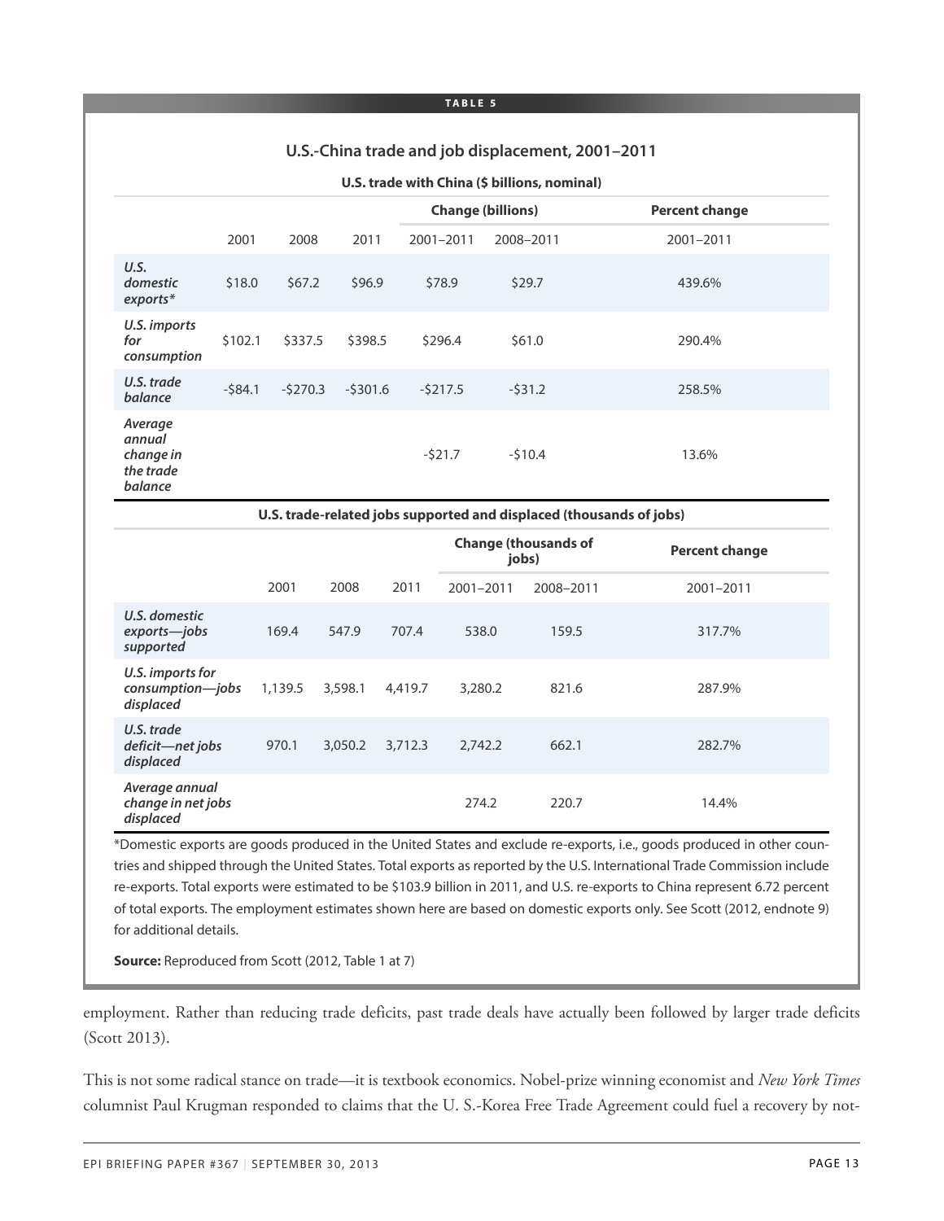**TABLE 5**

## U.S.-China trade and job displacement, 2001–2011

**U.S. trade with China ($ billions, nominal)**

| | | | | Change (billions) | | Percent change |
|---|---|---|---|---|---|---|
| | 2001 | 2008 | 2011 | 2001–2011 | 2008–2011 | 2001–2011 |
| *U.S. domestic exports** | $18.0 | $67.2 | $96.9 | $78.9 | $29.7 | 439.6% |
| *U.S. imports for consumption* | $102.1 | $337.5 | $398.5 | $296.4 | $61.0 | 290.4% |
| *U.S. trade balance* | -$84.1 | -$270.3 | -$301.6 | -$217.5 | -$31.2 | 258.5% |
| *Average annual change in the trade balance* | | | | -$21.7 | -$10.4 | 13.6% |

**U.S. trade-related jobs supported and displaced (thousands of jobs)**

| | | | | Change (thousands of jobs) | | Percent change |
|---|---|---|---|---|---|---|
| | 2001 | 2008 | 2011 | 2001–2011 | 2008–2011 | 2001–2011 |
| *U.S. domestic exports—jobs supported* | 169.4 | 547.9 | 707.4 | 538.0 | 159.5 | 317.7% |
| *U.S. imports for consumption—jobs displaced* | 1,139.5 | 3,598.1 | 4,419.7 | 3,280.2 | 821.6 | 287.9% |
| *U.S. trade deficit—net jobs displaced* | 970.1 | 3,050.2 | 3,712.3 | 2,742.2 | 662.1 | 282.7% |
| *Average annual change in net jobs displaced* | | | | 274.2 | 220.7 | 14.4% |

*Domestic exports are goods produced in the United States and exclude re-exports, i.e., goods produced in other countries and shipped through the United States. Total exports as reported by the U.S. International Trade Commission include re-exports. Total exports were estimated to be $103.9 billion in 2011, and U.S. re-exports to China represent 6.72 percent of total exports. The employment estimates shown here are based on domestic exports only. See Scott (2012, endnote 9) for additional details.

**Source:** Reproduced from Scott (2012, Table 1 at 7)

employment. Rather than reducing trade deficits, past trade deals have actually been followed by larger trade deficits (Scott 2013).

This is not some radical stance on trade—it is textbook economics. Nobel-prize winning economist and *New York Times* columnist Paul Krugman responded to claims that the U. S.-Korea Free Trade Agreement could fuel a recovery by not-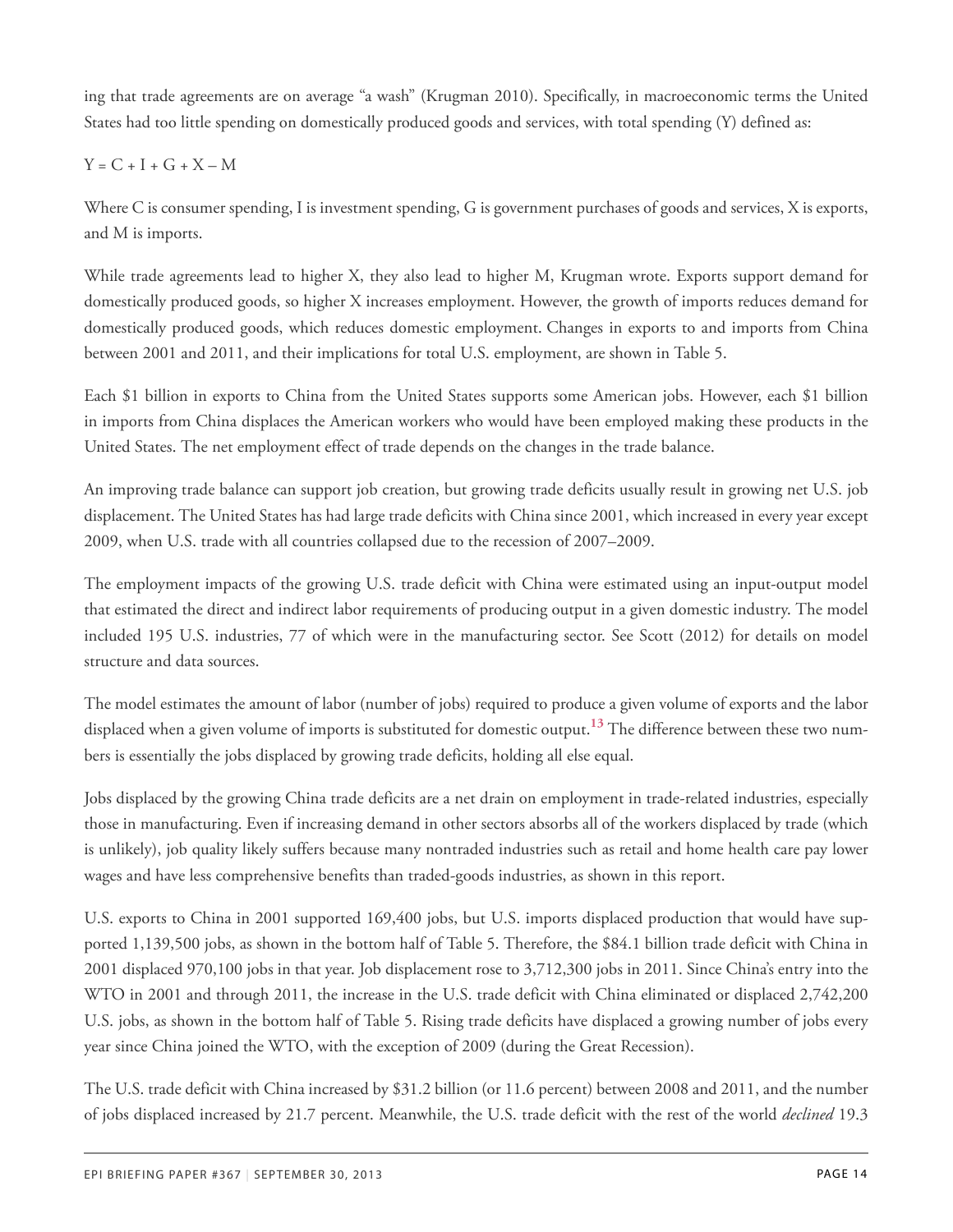ing that trade agreements are on average "a wash" (Krugman 2010). Specifically, in macroeconomic terms the United States had too little spending on domestically produced goods and services, with total spending (Y) defined as:

$Y = C + I + G + X – M$

Where C is consumer spending, I is investment spending, G is government purchases of goods and services, X is exports, and M is imports.

While trade agreements lead to higher X, they also lead to higher M, Krugman wrote. Exports support demand for domestically produced goods, so higher X increases employment. However, the growth of imports reduces demand for domestically produced goods, which reduces domestic employment. Changes in exports to and imports from China between 2001 and 2011, and their implications for total U.S. employment, are shown in Table 5.

Each $1 billion in exports to China from the United States supports some American jobs. However, each $1 billion in imports from China displaces the American workers who would have been employed making these products in the United States. The net employment effect of trade depends on the changes in the trade balance.

An improving trade balance can support job creation, but growing trade deficits usually result in growing net U.S. job displacement. The United States has had large trade deficits with China since 2001, which increased in every year except 2009, when U.S. trade with all countries collapsed due to the recession of 2007–2009.

The employment impacts of the growing U.S. trade deficit with China were estimated using an input-output model that estimated the direct and indirect labor requirements of producing output in a given domestic industry. The model included 195 U.S. industries, 77 of which were in the manufacturing sector. See Scott (2012) for details on model structure and data sources.

The model estimates the amount of labor (number of jobs) required to produce a given volume of exports and the labor displaced when a given volume of imports is substituted for domestic output.[13] The difference between these two numbers is essentially the jobs displaced by growing trade deficits, holding all else equal.

Jobs displaced by the growing China trade deficits are a net drain on employment in trade-related industries, especially those in manufacturing. Even if increasing demand in other sectors absorbs all of the workers displaced by trade (which is unlikely), job quality likely suffers because many nontraded industries such as retail and home health care pay lower wages and have less comprehensive benefits than traded-goods industries, as shown in this report.

U.S. exports to China in 2001 supported 169,400 jobs, but U.S. imports displaced production that would have supported 1,139,500 jobs, as shown in the bottom half of Table 5. Therefore, the $84.1 billion trade deficit with China in 2001 displaced 970,100 jobs in that year. Job displacement rose to 3,712,300 jobs in 2011. Since China's entry into the WTO in 2001 and through 2011, the increase in the U.S. trade deficit with China eliminated or displaced 2,742,200 U.S. jobs, as shown in the bottom half of Table 5. Rising trade deficits have displaced a growing number of jobs every year since China joined the WTO, with the exception of 2009 (during the Great Recession).

The U.S. trade deficit with China increased by $31.2 billion (or 11.6 percent) between 2008 and 2011, and the number of jobs displaced increased by 21.7 percent. Meanwhile, the U.S. trade deficit with the rest of the world *declined* 19.3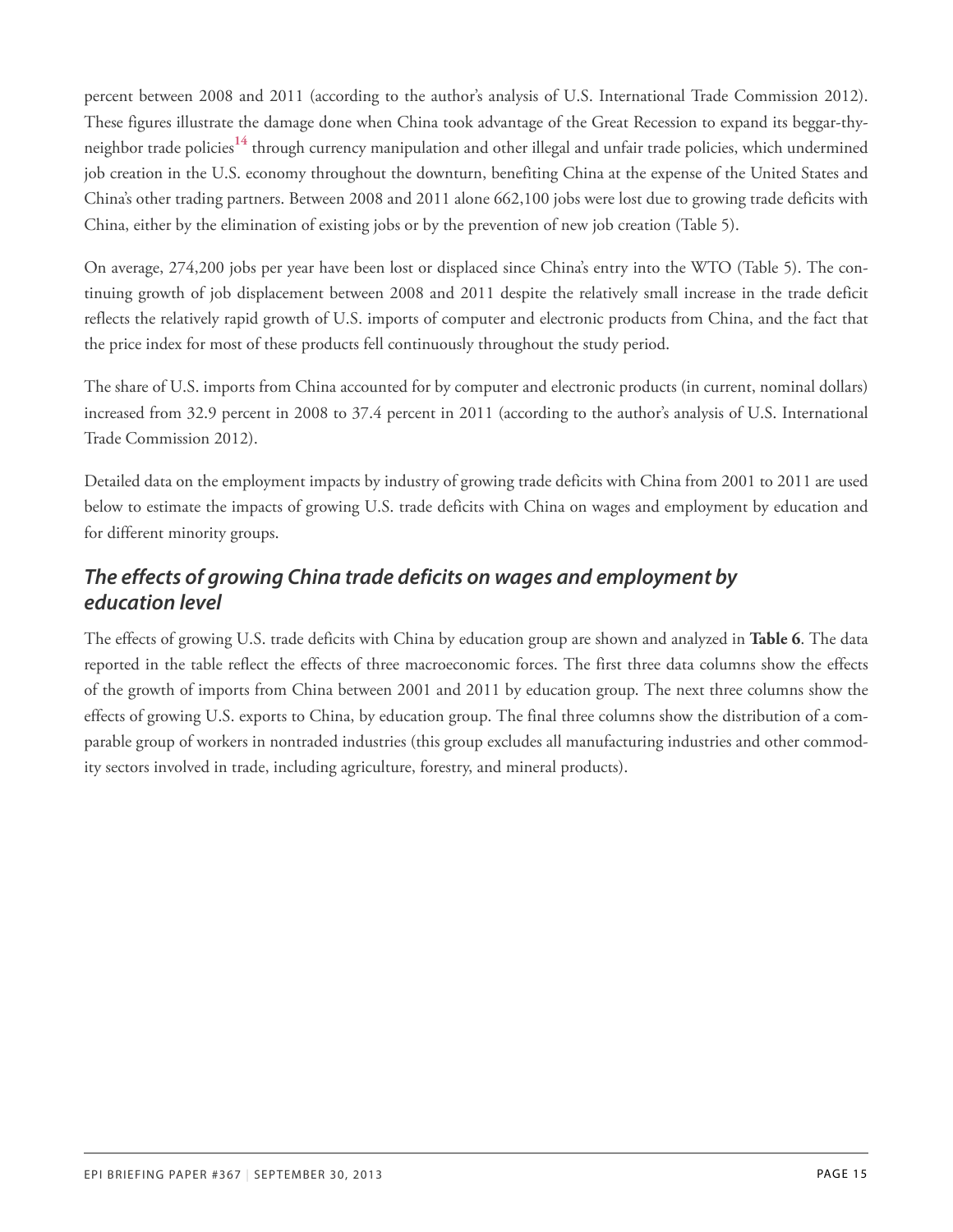percent between 2008 and 2011 (according to the author's analysis of U.S. International Trade Commission 2012). These figures illustrate the damage done when China took advantage of the Great Recession to expand its beggar-thy-neighbor trade policies[14] through currency manipulation and other illegal and unfair trade policies, which undermined job creation in the U.S. economy throughout the downturn, benefiting China at the expense of the United States and China's other trading partners. Between 2008 and 2011 alone 662,100 jobs were lost due to growing trade deficits with China, either by the elimination of existing jobs or by the prevention of new job creation (Table 5).

On average, 274,200 jobs per year have been lost or displaced since China's entry into the WTO (Table 5). The continuing growth of job displacement between 2008 and 2011 despite the relatively small increase in the trade deficit reflects the relatively rapid growth of U.S. imports of computer and electronic products from China, and the fact that the price index for most of these products fell continuously throughout the study period.

The share of U.S. imports from China accounted for by computer and electronic products (in current, nominal dollars) increased from 32.9 percent in 2008 to 37.4 percent in 2011 (according to the author's analysis of U.S. International Trade Commission 2012).

Detailed data on the employment impacts by industry of growing trade deficits with China from 2001 to 2011 are used below to estimate the impacts of growing U.S. trade deficits with China on wages and employment by education and for different minority groups.

## *The effects of growing China trade deficits on wages and employment by education level*

The effects of growing U.S. trade deficits with China by education group are shown and analyzed in **Table 6**. The data reported in the table reflect the effects of three macroeconomic forces. The first three data columns show the effects of the growth of imports from China between 2001 and 2011 by education group. The next three columns show the effects of growing U.S. exports to China, by education group. The final three columns show the distribution of a comparable group of workers in nontraded industries (this group excludes all manufacturing industries and other commodity sectors involved in trade, including agriculture, forestry, and mineral products).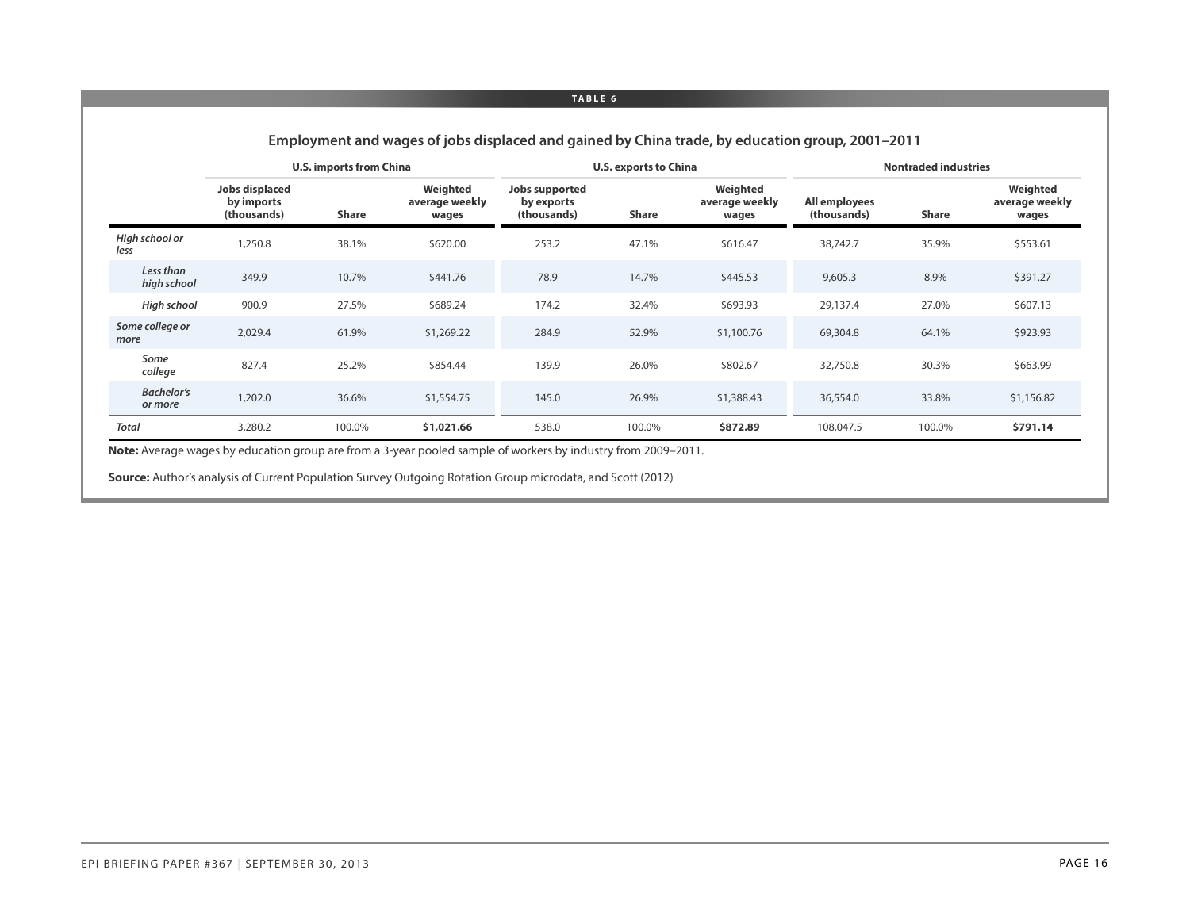**TABLE 6**

**Employment and wages of jobs displaced and gained by China trade, by education group, 2001–2011**

| | U.S. imports from China | | | U.S. exports to China | | | Nontraded industries | | |
|---|---|---|---|---|---|---|---|---|---|
| | Jobs displaced by imports (thousands) | Share | Weighted average weekly wages | Jobs supported by exports (thousands) | Share | Weighted average weekly wages | All employees (thousands) | Share | Weighted average weekly wages |
| *High school or less* | 1,250.8 | 38.1% | $620.00 | 253.2 | 47.1% | $616.47 | 38,742.7 | 35.9% | $553.61 |
| *Less than high school* | 349.9 | 10.7% | $441.76 | 78.9 | 14.7% | $445.53 | 9,605.3 | 8.9% | $391.27 |
| *High school* | 900.9 | 27.5% | $689.24 | 174.2 | 32.4% | $693.93 | 29,137.4 | 27.0% | $607.13 |
| *Some college or more* | 2,029.4 | 61.9% | $1,269.22 | 284.9 | 52.9% | $1,100.76 | 69,304.8 | 64.1% | $923.93 |
| *Some college* | 827.4 | 25.2% | $854.44 | 139.9 | 26.0% | $802.67 | 32,750.8 | 30.3% | $663.99 |
| *Bachelor's or more* | 1,202.0 | 36.6% | $1,554.75 | 145.0 | 26.9% | $1,388.43 | 36,554.0 | 33.8% | $1,156.82 |
| *Total* | 3,280.2 | 100.0% | **$1,021.66** | 538.0 | 100.0% | **$872.89** | 108,047.5 | 100.0% | **$791.14** |

**Note:** Average wages by education group are from a 3-year pooled sample of workers by industry from 2009–2011.

**Source:** Author's analysis of Current Population Survey Outgoing Rotation Group microdata, and Scott (2012)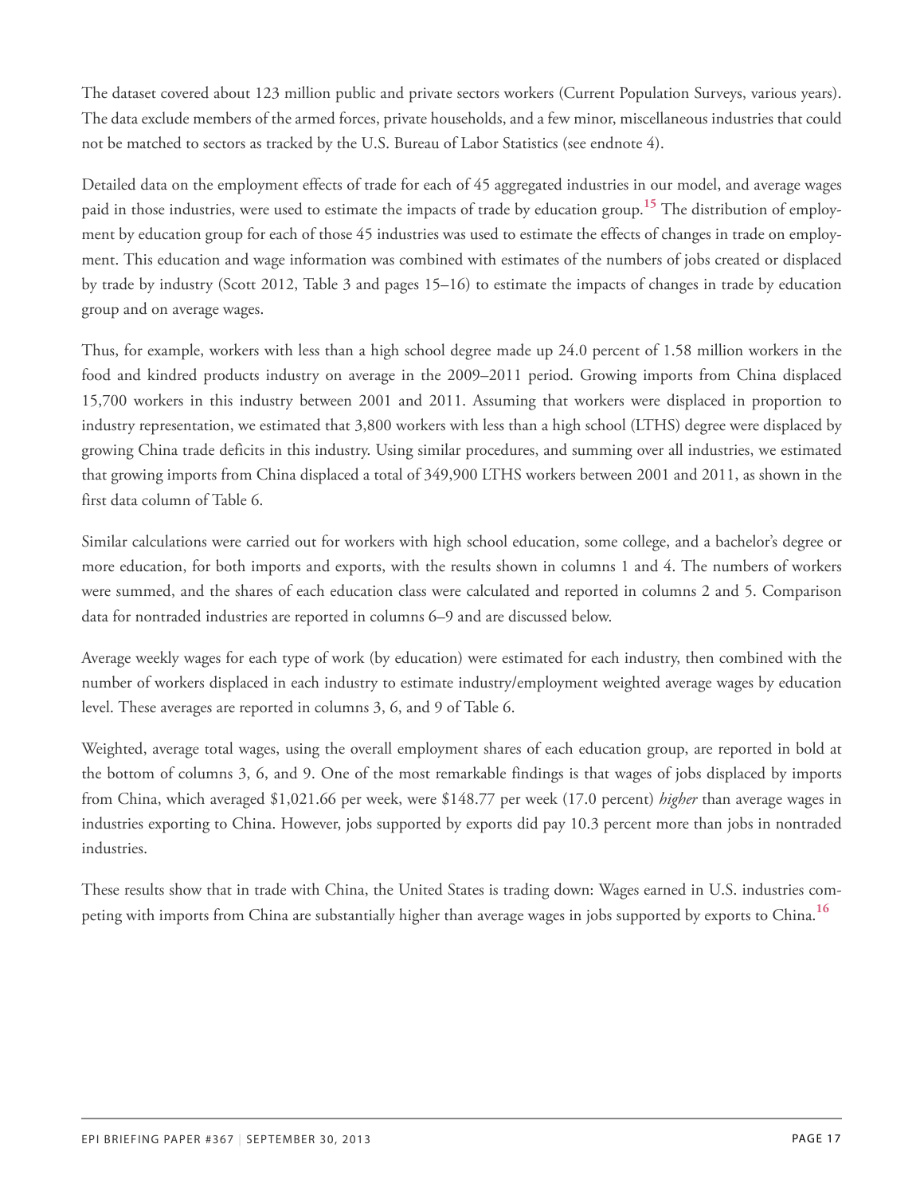The dataset covered about 123 million public and private sectors workers (Current Population Surveys, various years). The data exclude members of the armed forces, private households, and a few minor, miscellaneous industries that could not be matched to sectors as tracked by the U.S. Bureau of Labor Statistics (see endnote 4).

Detailed data on the employment effects of trade for each of 45 aggregated industries in our model, and average wages paid in those industries, were used to estimate the impacts of trade by education group.[15] The distribution of employment by education group for each of those 45 industries was used to estimate the effects of changes in trade on employment. This education and wage information was combined with estimates of the numbers of jobs created or displaced by trade by industry (Scott 2012, Table 3 and pages 15–16) to estimate the impacts of changes in trade by education group and on average wages.

Thus, for example, workers with less than a high school degree made up 24.0 percent of 1.58 million workers in the food and kindred products industry on average in the 2009–2011 period. Growing imports from China displaced 15,700 workers in this industry between 2001 and 2011. Assuming that workers were displaced in proportion to industry representation, we estimated that 3,800 workers with less than a high school (LTHS) degree were displaced by growing China trade deficits in this industry. Using similar procedures, and summing over all industries, we estimated that growing imports from China displaced a total of 349,900 LTHS workers between 2001 and 2011, as shown in the first data column of Table 6.

Similar calculations were carried out for workers with high school education, some college, and a bachelor's degree or more education, for both imports and exports, with the results shown in columns 1 and 4. The numbers of workers were summed, and the shares of each education class were calculated and reported in columns 2 and 5. Comparison data for nontraded industries are reported in columns 6–9 and are discussed below.

Average weekly wages for each type of work (by education) were estimated for each industry, then combined with the number of workers displaced in each industry to estimate industry/employment weighted average wages by education level. These averages are reported in columns 3, 6, and 9 of Table 6.

Weighted, average total wages, using the overall employment shares of each education group, are reported in bold at the bottom of columns 3, 6, and 9. One of the most remarkable findings is that wages of jobs displaced by imports from China, which averaged $1,021.66 per week, were $148.77 per week (17.0 percent) *higher* than average wages in industries exporting to China. However, jobs supported by exports did pay 10.3 percent more than jobs in nontraded industries.

These results show that in trade with China, the United States is trading down: Wages earned in U.S. industries competing with imports from China are substantially higher than average wages in jobs supported by exports to China.[16]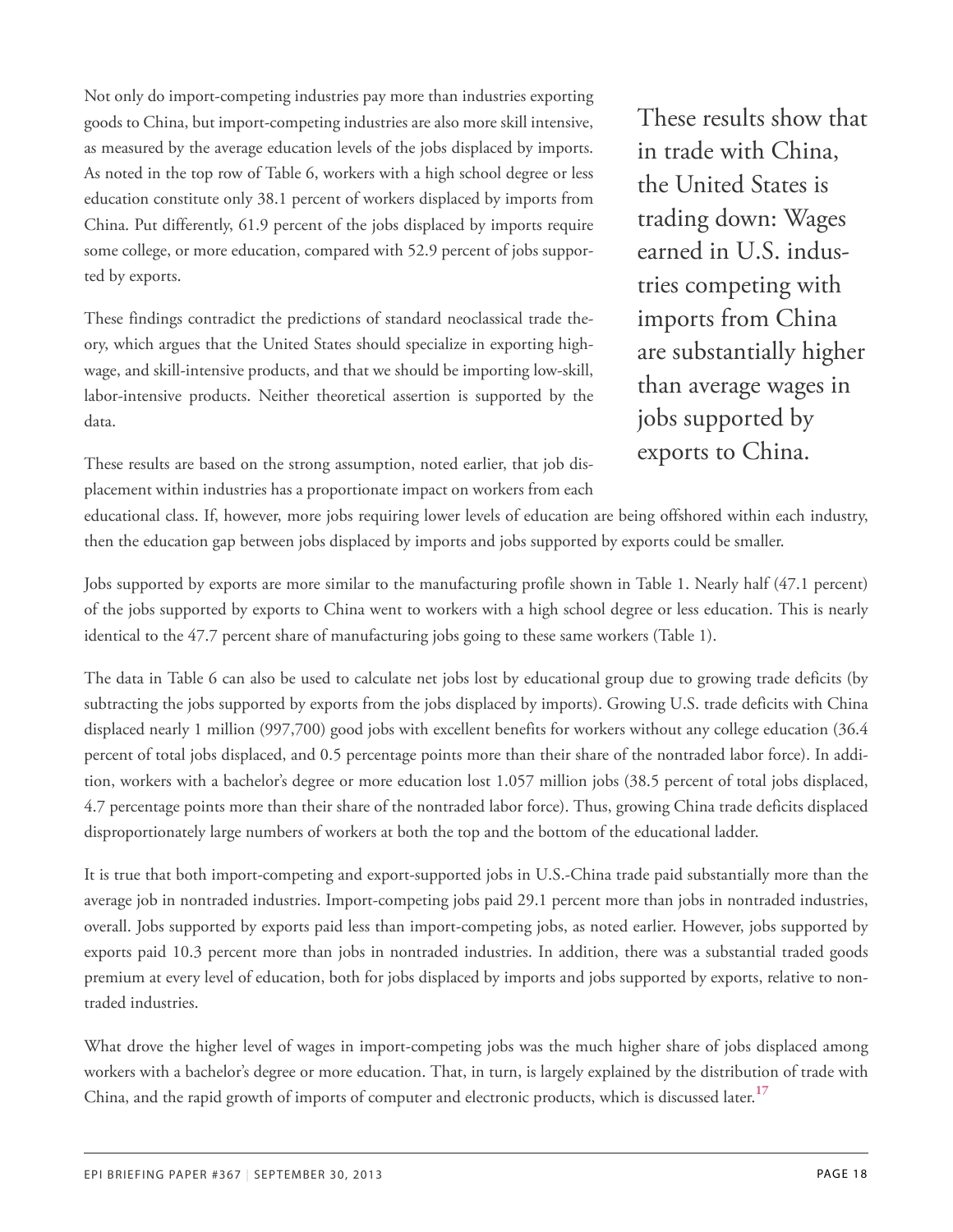Not only do import-competing industries pay more than industries exporting goods to China, but import-competing industries are also more skill intensive, as measured by the average education levels of the jobs displaced by imports. As noted in the top row of Table 6, workers with a high school degree or less education constitute only 38.1 percent of workers displaced by imports from China. Put differently, 61.9 percent of the jobs displaced by imports require some college, or more education, compared with 52.9 percent of jobs supported by exports.

> These results show that in trade with China, the United States is trading down: Wages earned in U.S. industries competing with imports from China are substantially higher than average wages in jobs supported by exports to China.

These findings contradict the predictions of standard neoclassical trade theory, which argues that the United States should specialize in exporting high-wage, and skill-intensive products, and that we should be importing low-skill, labor-intensive products. Neither theoretical assertion is supported by the data.

These results are based on the strong assumption, noted earlier, that job displacement within industries has a proportionate impact on workers from each educational class. If, however, more jobs requiring lower levels of education are being offshored within each industry, then the education gap between jobs displaced by imports and jobs supported by exports could be smaller.

Jobs supported by exports are more similar to the manufacturing profile shown in Table 1. Nearly half (47.1 percent) of the jobs supported by exports to China went to workers with a high school degree or less education. This is nearly identical to the 47.7 percent share of manufacturing jobs going to these same workers (Table 1).

The data in Table 6 can also be used to calculate net jobs lost by educational group due to growing trade deficits (by subtracting the jobs supported by exports from the jobs displaced by imports). Growing U.S. trade deficits with China displaced nearly 1 million (997,700) good jobs with excellent benefits for workers without any college education (36.4 percent of total jobs displaced, and 0.5 percentage points more than their share of the nontraded labor force). In addition, workers with a bachelor's degree or more education lost 1.057 million jobs (38.5 percent of total jobs displaced, 4.7 percentage points more than their share of the nontraded labor force). Thus, growing China trade deficits displaced disproportionately large numbers of workers at both the top and the bottom of the educational ladder.

It is true that both import-competing and export-supported jobs in U.S.-China trade paid substantially more than the average job in nontraded industries. Import-competing jobs paid 29.1 percent more than jobs in nontraded industries, overall. Jobs supported by exports paid less than import-competing jobs, as noted earlier. However, jobs supported by exports paid 10.3 percent more than jobs in nontraded industries. In addition, there was a substantial traded goods premium at every level of education, both for jobs displaced by imports and jobs supported by exports, relative to nontraded industries.

What drove the higher level of wages in import-competing jobs was the much higher share of jobs displaced among workers with a bachelor's degree or more education. That, in turn, is largely explained by the distribution of trade with China, and the rapid growth of imports of computer and electronic products, which is discussed later.[17]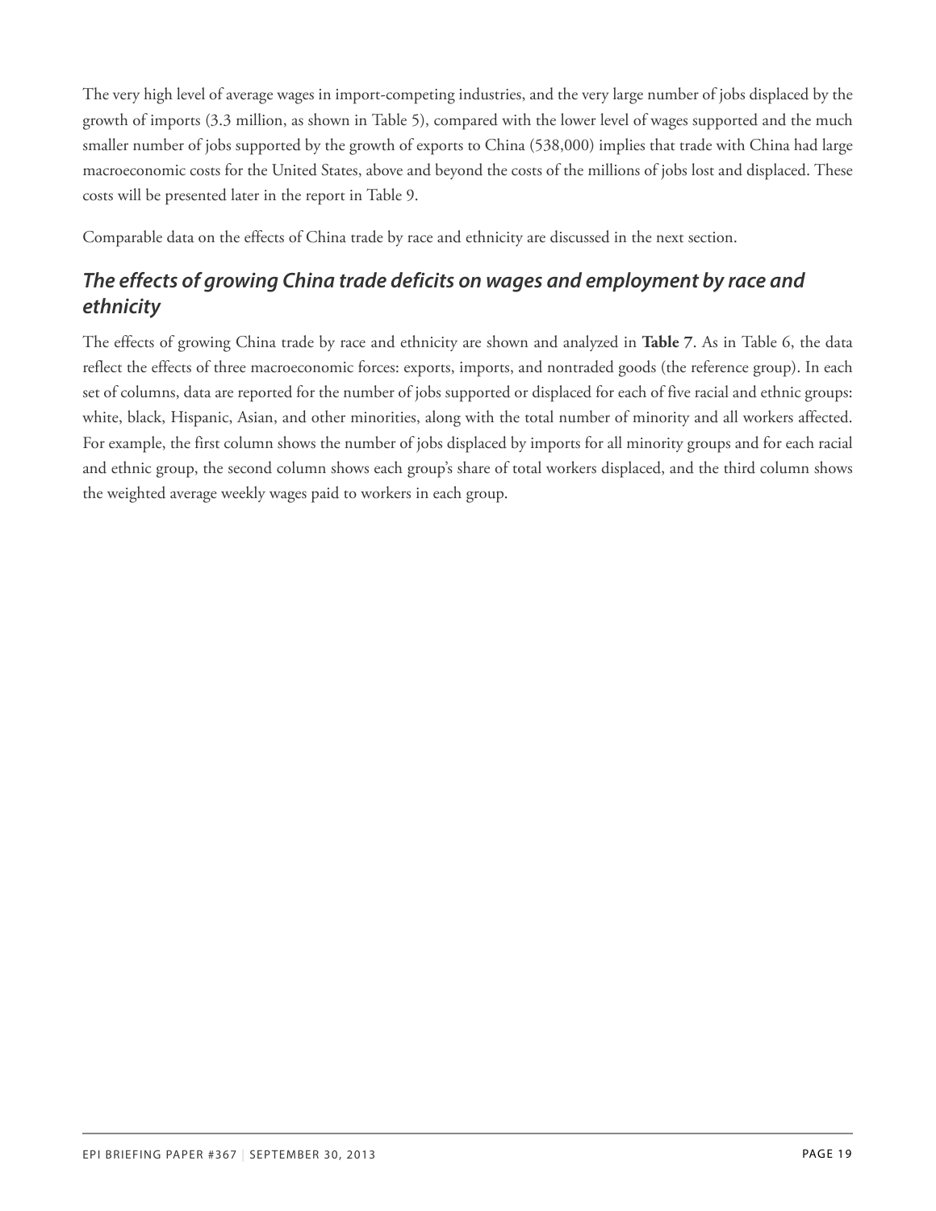The very high level of average wages in import-competing industries, and the very large number of jobs displaced by the growth of imports (3.3 million, as shown in Table 5), compared with the lower level of wages supported and the much smaller number of jobs supported by the growth of exports to China (538,000) implies that trade with China had large macroeconomic costs for the United States, above and beyond the costs of the millions of jobs lost and displaced. These costs will be presented later in the report in Table 9.

Comparable data on the effects of China trade by race and ethnicity are discussed in the next section.

## *The effects of growing China trade deficits on wages and employment by race and ethnicity*

The effects of growing China trade by race and ethnicity are shown and analyzed in **Table 7**. As in Table 6, the data reflect the effects of three macroeconomic forces: exports, imports, and nontraded goods (the reference group). In each set of columns, data are reported for the number of jobs supported or displaced for each of five racial and ethnic groups: white, black, Hispanic, Asian, and other minorities, along with the total number of minority and all workers affected. For example, the first column shows the number of jobs displaced by imports for all minority groups and for each racial and ethnic group, the second column shows each group's share of total workers displaced, and the third column shows the weighted average weekly wages paid to workers in each group.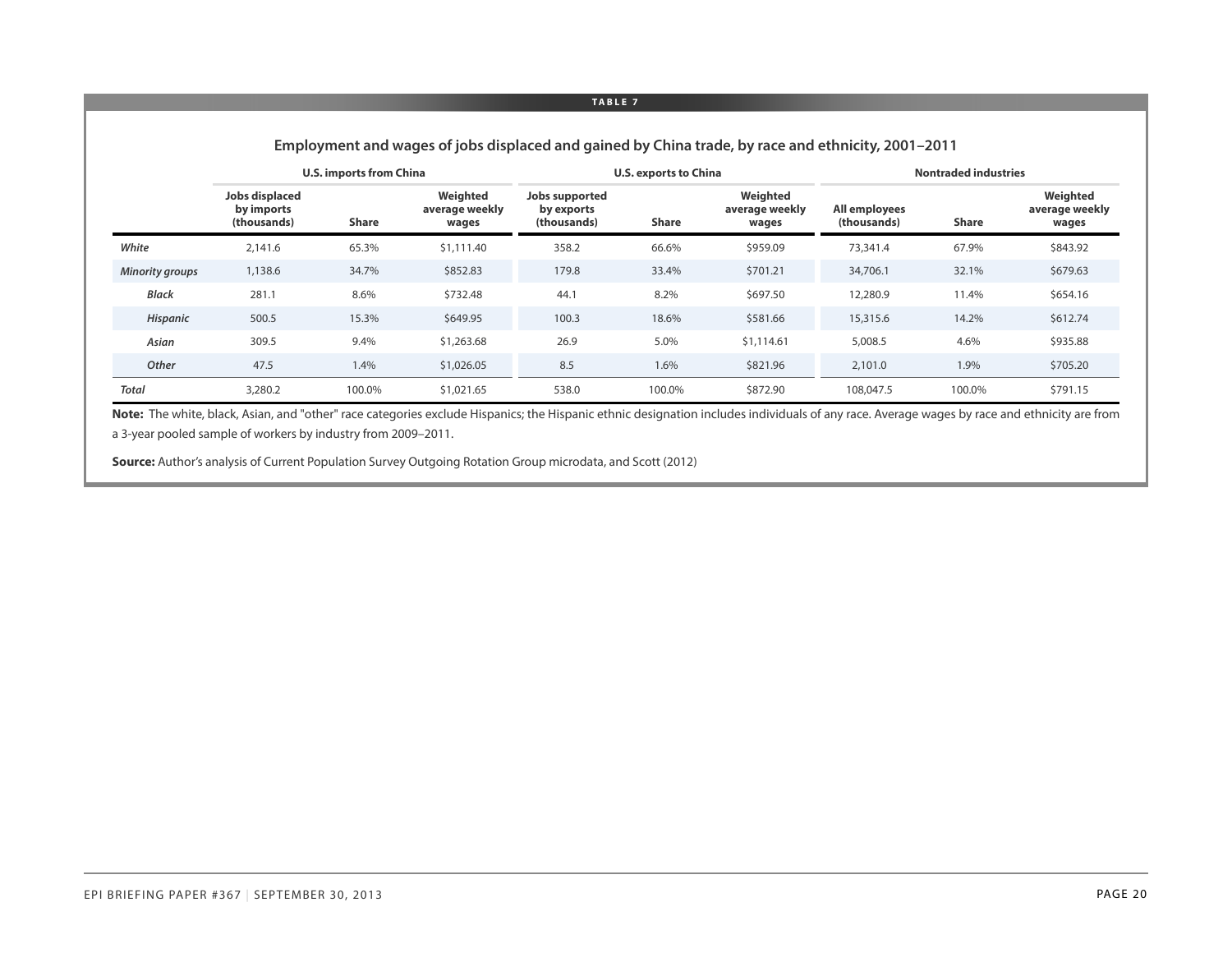**TABLE 7**

**Employment and wages of jobs displaced and gained by China trade, by race and ethnicity, 2001–2011**

| | U.S. imports from China | | | U.S. exports to China | | | Nontraded industries | | |
|---|---|---|---|---|---|---|---|---|---|
| | Jobs displaced by imports (thousands) | Share | Weighted average weekly wages | Jobs supported by exports (thousands) | Share | Weighted average weekly wages | All employees (thousands) | Share | Weighted average weekly wages |
| *White* | 2,141.6 | 65.3% | $1,111.40 | 358.2 | 66.6% | $959.09 | 73,341.4 | 67.9% | $843.92 |
| *Minority groups* | 1,138.6 | 34.7% | $852.83 | 179.8 | 33.4% | $701.21 | 34,706.1 | 32.1% | $679.63 |
| *Black* | 281.1 | 8.6% | $732.48 | 44.1 | 8.2% | $697.50 | 12,280.9 | 11.4% | $654.16 |
| *Hispanic* | 500.5 | 15.3% | $649.95 | 100.3 | 18.6% | $581.66 | 15,315.6 | 14.2% | $612.74 |
| *Asian* | 309.5 | 9.4% | $1,263.68 | 26.9 | 5.0% | $1,114.61 | 5,008.5 | 4.6% | $935.88 |
| *Other* | 47.5 | 1.4% | $1,026.05 | 8.5 | 1.6% | $821.96 | 2,101.0 | 1.9% | $705.20 |
| *Total* | 3,280.2 | 100.0% | $1,021.65 | 538.0 | 100.0% | $872.90 | 108,047.5 | 100.0% | $791.15 |

**Note:** The white, black, Asian, and "other" race categories exclude Hispanics; the Hispanic ethnic designation includes individuals of any race. Average wages by race and ethnicity are from a 3-year pooled sample of workers by industry from 2009–2011.

**Source:** Author's analysis of Current Population Survey Outgoing Rotation Group microdata, and Scott (2012)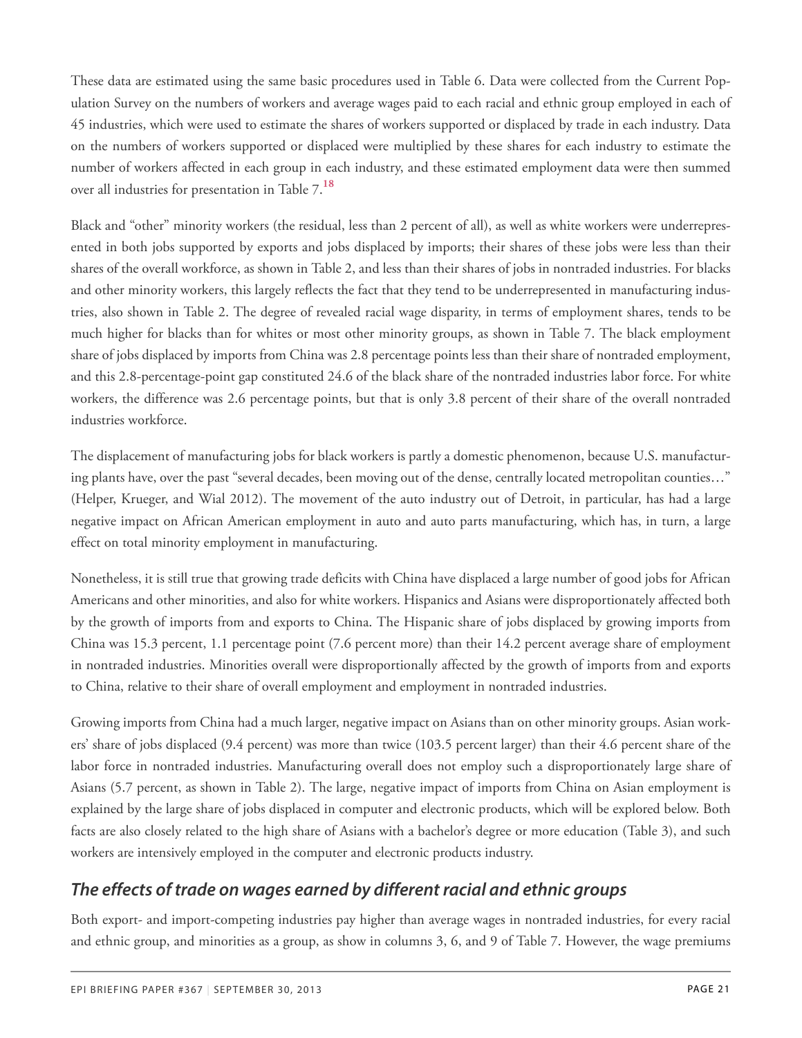These data are estimated using the same basic procedures used in Table 6. Data were collected from the Current Population Survey on the numbers of workers and average wages paid to each racial and ethnic group employed in each of 45 industries, which were used to estimate the shares of workers supported or displaced by trade in each industry. Data on the numbers of workers supported or displaced were multiplied by these shares for each industry to estimate the number of workers affected in each group in each industry, and these estimated employment data were then summed over all industries for presentation in Table 7.[18]

Black and "other" minority workers (the residual, less than 2 percent of all), as well as white workers were underrepresented in both jobs supported by exports and jobs displaced by imports; their shares of these jobs were less than their shares of the overall workforce, as shown in Table 2, and less than their shares of jobs in nontraded industries. For blacks and other minority workers, this largely reflects the fact that they tend to be underrepresented in manufacturing industries, also shown in Table 2. The degree of revealed racial wage disparity, in terms of employment shares, tends to be much higher for blacks than for whites or most other minority groups, as shown in Table 7. The black employment share of jobs displaced by imports from China was 2.8 percentage points less than their share of nontraded employment, and this 2.8-percentage-point gap constituted 24.6 of the black share of the nontraded industries labor force. For white workers, the difference was 2.6 percentage points, but that is only 3.8 percent of their share of the overall nontraded industries workforce.

The displacement of manufacturing jobs for black workers is partly a domestic phenomenon, because U.S. manufacturing plants have, over the past "several decades, been moving out of the dense, centrally located metropolitan counties…" (Helper, Krueger, and Wial 2012). The movement of the auto industry out of Detroit, in particular, has had a large negative impact on African American employment in auto and auto parts manufacturing, which has, in turn, a large effect on total minority employment in manufacturing.

Nonetheless, it is still true that growing trade deficits with China have displaced a large number of good jobs for African Americans and other minorities, and also for white workers. Hispanics and Asians were disproportionately affected both by the growth of imports from and exports to China. The Hispanic share of jobs displaced by growing imports from China was 15.3 percent, 1.1 percentage point (7.6 percent more) than their 14.2 percent average share of employment in nontraded industries. Minorities overall were disproportionally affected by the growth of imports from and exports to China, relative to their share of overall employment and employment in nontraded industries.

Growing imports from China had a much larger, negative impact on Asians than on other minority groups. Asian workers' share of jobs displaced (9.4 percent) was more than twice (103.5 percent larger) than their 4.6 percent share of the labor force in nontraded industries. Manufacturing overall does not employ such a disproportionately large share of Asians (5.7 percent, as shown in Table 2). The large, negative impact of imports from China on Asian employment is explained by the large share of jobs displaced in computer and electronic products, which will be explored below. Both facts are also closely related to the high share of Asians with a bachelor's degree or more education (Table 3), and such workers are intensively employed in the computer and electronic products industry.

## *The effects of trade on wages earned by different racial and ethnic groups*

Both export- and import-competing industries pay higher than average wages in nontraded industries, for every racial and ethnic group, and minorities as a group, as show in columns 3, 6, and 9 of Table 7. However, the wage premiums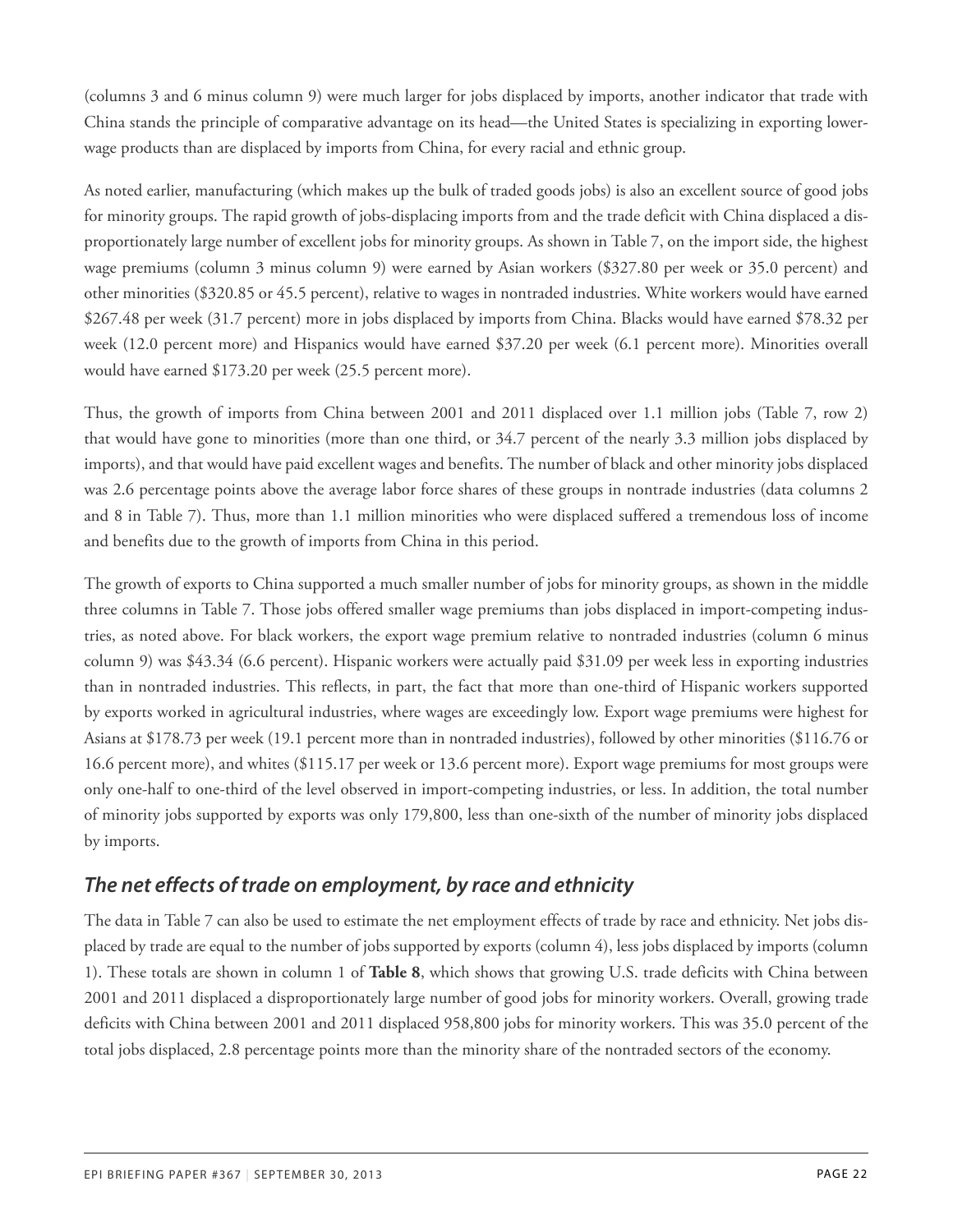(columns 3 and 6 minus column 9) were much larger for jobs displaced by imports, another indicator that trade with China stands the principle of comparative advantage on its head—the United States is specializing in exporting lower-wage products than are displaced by imports from China, for every racial and ethnic group.

As noted earlier, manufacturing (which makes up the bulk of traded goods jobs) is also an excellent source of good jobs for minority groups. The rapid growth of jobs-displacing imports from and the trade deficit with China displaced a disproportionately large number of excellent jobs for minority groups. As shown in Table 7, on the import side, the highest wage premiums (column 3 minus column 9) were earned by Asian workers ($327.80 per week or 35.0 percent) and other minorities ($320.85 or 45.5 percent), relative to wages in nontraded industries. White workers would have earned $267.48 per week (31.7 percent) more in jobs displaced by imports from China. Blacks would have earned $78.32 per week (12.0 percent more) and Hispanics would have earned $37.20 per week (6.1 percent more). Minorities overall would have earned $173.20 per week (25.5 percent more).

Thus, the growth of imports from China between 2001 and 2011 displaced over 1.1 million jobs (Table 7, row 2) that would have gone to minorities (more than one third, or 34.7 percent of the nearly 3.3 million jobs displaced by imports), and that would have paid excellent wages and benefits. The number of black and other minority jobs displaced was 2.6 percentage points above the average labor force shares of these groups in nontrade industries (data columns 2 and 8 in Table 7). Thus, more than 1.1 million minorities who were displaced suffered a tremendous loss of income and benefits due to the growth of imports from China in this period.

The growth of exports to China supported a much smaller number of jobs for minority groups, as shown in the middle three columns in Table 7. Those jobs offered smaller wage premiums than jobs displaced in import-competing industries, as noted above. For black workers, the export wage premium relative to nontraded industries (column 6 minus column 9) was $43.34 (6.6 percent). Hispanic workers were actually paid $31.09 per week less in exporting industries than in nontraded industries. This reflects, in part, the fact that more than one-third of Hispanic workers supported by exports worked in agricultural industries, where wages are exceedingly low. Export wage premiums were highest for Asians at $178.73 per week (19.1 percent more than in nontraded industries), followed by other minorities ($116.76 or 16.6 percent more), and whites ($115.17 per week or 13.6 percent more). Export wage premiums for most groups were only one-half to one-third of the level observed in import-competing industries, or less. In addition, the total number of minority jobs supported by exports was only 179,800, less than one-sixth of the number of minority jobs displaced by imports.

## *The net effects of trade on employment, by race and ethnicity*

The data in Table 7 can also be used to estimate the net employment effects of trade by race and ethnicity. Net jobs displaced by trade are equal to the number of jobs supported by exports (column 4), less jobs displaced by imports (column 1). These totals are shown in column 1 of **Table 8**, which shows that growing U.S. trade deficits with China between 2001 and 2011 displaced a disproportionately large number of good jobs for minority workers. Overall, growing trade deficits with China between 2001 and 2011 displaced 958,800 jobs for minority workers. This was 35.0 percent of the total jobs displaced, 2.8 percentage points more than the minority share of the nontraded sectors of the economy.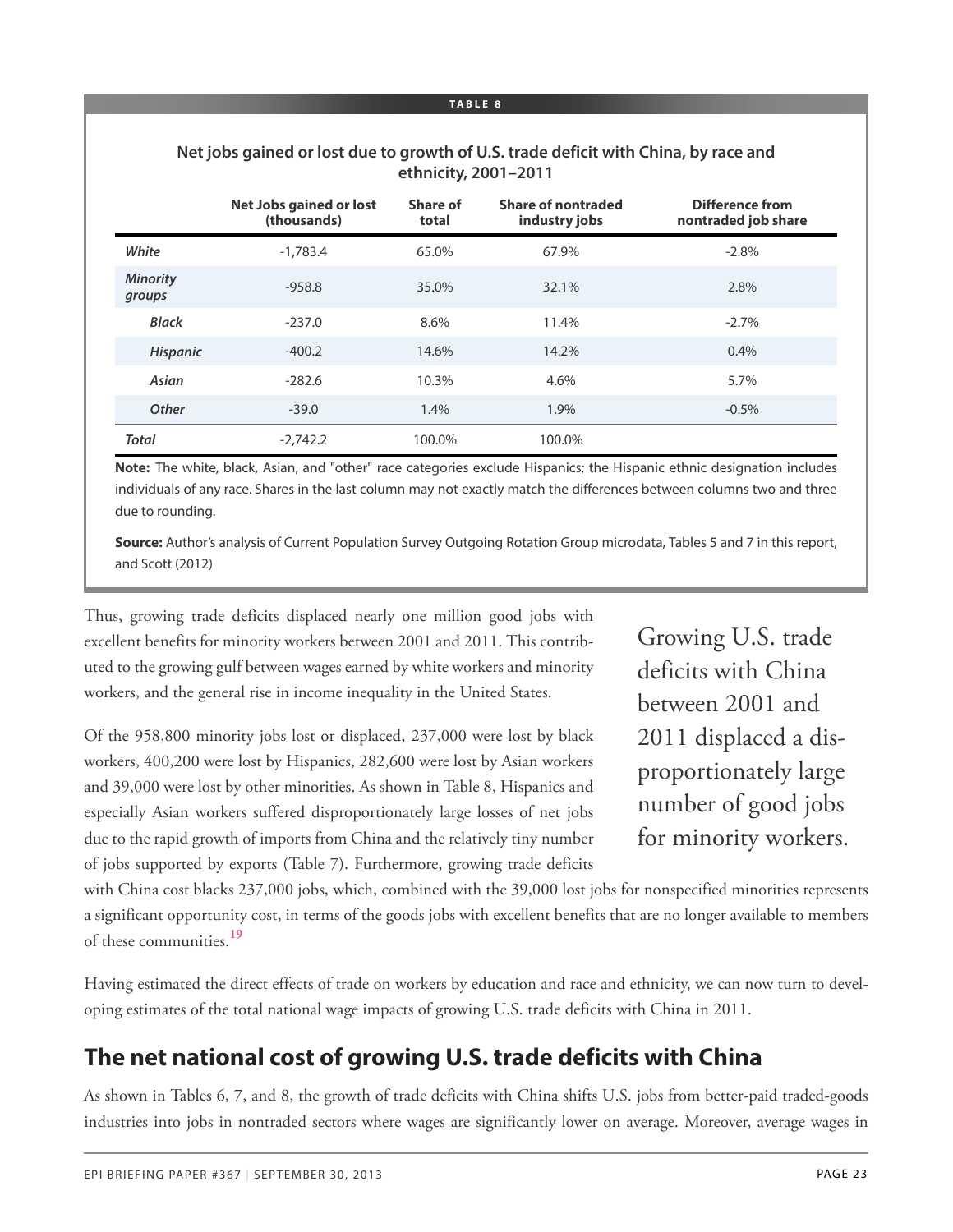**TABLE 8**

**Net jobs gained or lost due to growth of U.S. trade deficit with China, by race and ethnicity, 2001–2011**

| | Net Jobs gained or lost (thousands) | Share of total | Share of nontraded industry jobs | Difference from nontraded job share |
|---|---|---|---|---|
| ***White*** | -1,783.4 | 65.0% | 67.9% | -2.8% |
| ***Minority groups*** | -958.8 | 35.0% | 32.1% | 2.8% |
| ***Black*** | -237.0 | 8.6% | 11.4% | -2.7% |
| ***Hispanic*** | -400.2 | 14.6% | 14.2% | 0.4% |
| ***Asian*** | -282.6 | 10.3% | 4.6% | 5.7% |
| ***Other*** | -39.0 | 1.4% | 1.9% | -0.5% |
| ***Total*** | -2,742.2 | 100.0% | 100.0% | |

**Note:** The white, black, Asian, and "other" race categories exclude Hispanics; the Hispanic ethnic designation includes individuals of any race. Shares in the last column may not exactly match the differences between columns two and three due to rounding.

**Source:** Author's analysis of Current Population Survey Outgoing Rotation Group microdata, Tables 5 and 7 in this report, and Scott (2012)

Thus, growing trade deficits displaced nearly one million good jobs with excellent benefits for minority workers between 2001 and 2011. This contributed to the growing gulf between wages earned by white workers and minority workers, and the general rise in income inequality in the United States.

Of the 958,800 minority jobs lost or displaced, 237,000 were lost by black workers, 400,200 were lost by Hispanics, 282,600 were lost by Asian workers and 39,000 were lost by other minorities. As shown in Table 8, Hispanics and especially Asian workers suffered disproportionately large losses of net jobs due to the rapid growth of imports from China and the relatively tiny number of jobs supported by exports (Table 7). Furthermore, growing trade deficits with China cost blacks 237,000 jobs, which, combined with the 39,000 lost jobs for nonspecified minorities represents a significant opportunity cost, in terms of the goods jobs with excellent benefits that are no longer available to members of these communities.[19]

> Growing U.S. trade deficits with China between 2001 and 2011 displaced a disproportionately large number of good jobs for minority workers.

Having estimated the direct effects of trade on workers by education and race and ethnicity, we can now turn to developing estimates of the total national wage impacts of growing U.S. trade deficits with China in 2011.

## The net national cost of growing U.S. trade deficits with China

As shown in Tables 6, 7, and 8, the growth of trade deficits with China shifts U.S. jobs from better-paid traded-goods industries into jobs in nontraded sectors where wages are significantly lower on average. Moreover, average wages in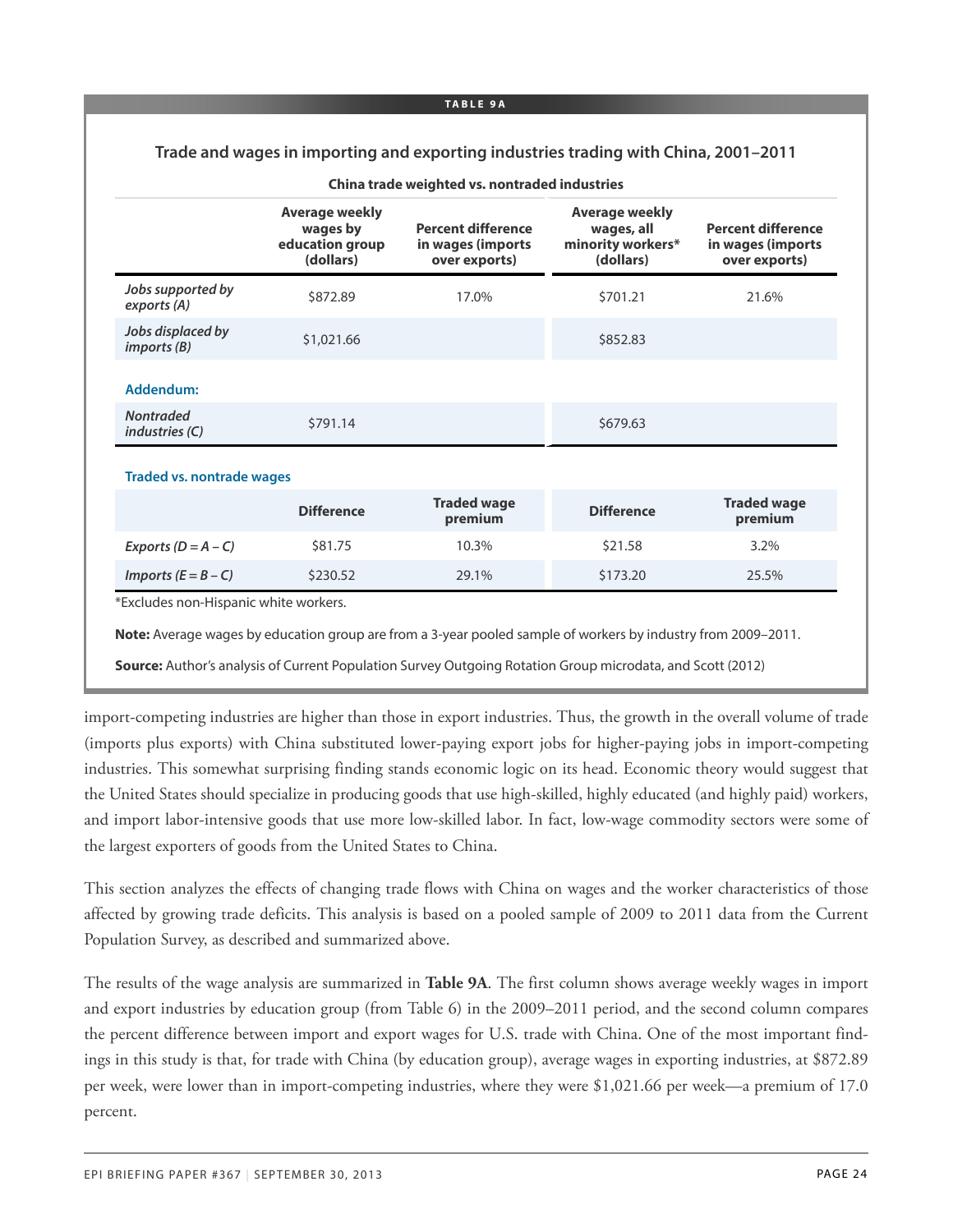**TABLE 9A**

**Trade and wages in importing and exporting industries trading with China, 2001–2011**

**China trade weighted vs. nontraded industries**

| | Average weekly wages by education group (dollars) | Percent difference in wages (imports over exports) | Average weekly wages, all minority workers* (dollars) | Percent difference in wages (imports over exports) |
|---|---|---|---|---|
| *Jobs supported by exports (A)* | $872.89 | 17.0% | $701.21 | 21.6% |
| *Jobs displaced by imports (B)* | $1,021.66 | | $852.83 | |
| **Addendum:** | | | | |
| *Nontraded industries (C)* | $791.14 | | $679.63 | |
| **Traded vs. nontrade wages** | | | | |
| | **Difference** | **Traded wage premium** | **Difference** | **Traded wage premium** |
| *Exports (D = A – C)* | $81.75 | 10.3% | $21.58 | 3.2% |
| *Imports (E = B – C)* | $230.52 | 29.1% | $173.20 | 25.5% |

*Excludes non-Hispanic white workers.

**Note:** Average wages by education group are from a 3-year pooled sample of workers by industry from 2009–2011.

**Source:** Author's analysis of Current Population Survey Outgoing Rotation Group microdata, and Scott (2012)

import-competing industries are higher than those in export industries. Thus, the growth in the overall volume of trade (imports plus exports) with China substituted lower-paying export jobs for higher-paying jobs in import-competing industries. This somewhat surprising finding stands economic logic on its head. Economic theory would suggest that the United States should specialize in producing goods that use high-skilled, highly educated (and highly paid) workers, and import labor-intensive goods that use more low-skilled labor. In fact, low-wage commodity sectors were some of the largest exporters of goods from the United States to China.

This section analyzes the effects of changing trade flows with China on wages and the worker characteristics of those affected by growing trade deficits. This analysis is based on a pooled sample of 2009 to 2011 data from the Current Population Survey, as described and summarized above.

The results of the wage analysis are summarized in **Table 9A**. The first column shows average weekly wages in import and export industries by education group (from Table 6) in the 2009–2011 period, and the second column compares the percent difference between import and export wages for U.S. trade with China. One of the most important findings in this study is that, for trade with China (by education group), average wages in exporting industries, at $872.89 per week, were lower than in import-competing industries, where they were $1,021.66 per week—a premium of 17.0 percent.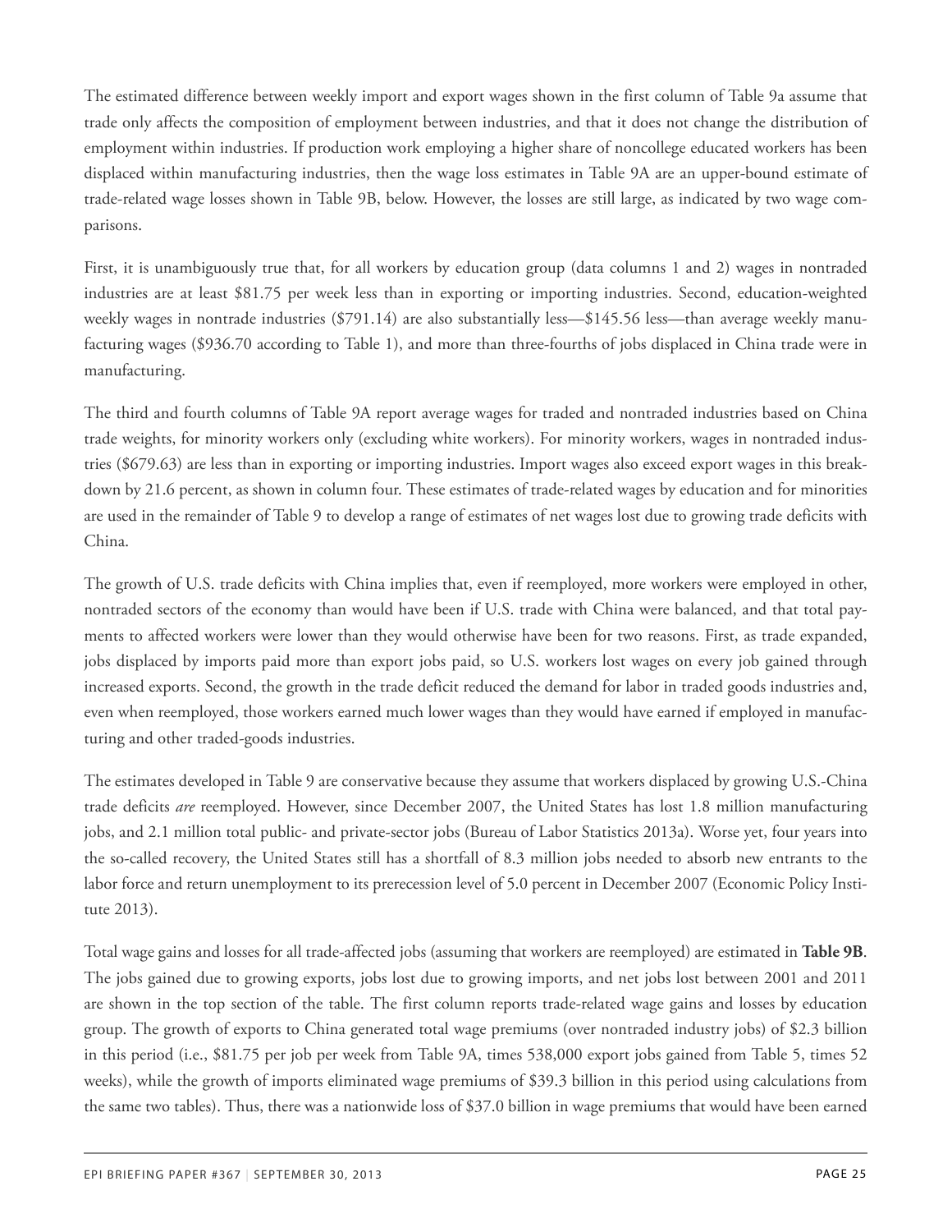The estimated difference between weekly import and export wages shown in the first column of Table 9a assume that trade only affects the composition of employment between industries, and that it does not change the distribution of employment within industries. If production work employing a higher share of noncollege educated workers has been displaced within manufacturing industries, then the wage loss estimates in Table 9A are an upper-bound estimate of trade-related wage losses shown in Table 9B, below. However, the losses are still large, as indicated by two wage comparisons.

First, it is unambiguously true that, for all workers by education group (data columns 1 and 2) wages in nontraded industries are at least $81.75 per week less than in exporting or importing industries. Second, education-weighted weekly wages in nontrade industries ($791.14) are also substantially less—$145.56 less—than average weekly manufacturing wages ($936.70 according to Table 1), and more than three-fourths of jobs displaced in China trade were in manufacturing.

The third and fourth columns of Table 9A report average wages for traded and nontraded industries based on China trade weights, for minority workers only (excluding white workers). For minority workers, wages in nontraded industries ($679.63) are less than in exporting or importing industries. Import wages also exceed export wages in this breakdown by 21.6 percent, as shown in column four. These estimates of trade-related wages by education and for minorities are used in the remainder of Table 9 to develop a range of estimates of net wages lost due to growing trade deficits with China.

The growth of U.S. trade deficits with China implies that, even if reemployed, more workers were employed in other, nontraded sectors of the economy than would have been if U.S. trade with China were balanced, and that total payments to affected workers were lower than they would otherwise have been for two reasons. First, as trade expanded, jobs displaced by imports paid more than export jobs paid, so U.S. workers lost wages on every job gained through increased exports. Second, the growth in the trade deficit reduced the demand for labor in traded goods industries and, even when reemployed, those workers earned much lower wages than they would have earned if employed in manufacturing and other traded-goods industries.

The estimates developed in Table 9 are conservative because they assume that workers displaced by growing U.S.-China trade deficits *are* reemployed. However, since December 2007, the United States has lost 1.8 million manufacturing jobs, and 2.1 million total public- and private-sector jobs (Bureau of Labor Statistics 2013a). Worse yet, four years into the so-called recovery, the United States still has a shortfall of 8.3 million jobs needed to absorb new entrants to the labor force and return unemployment to its prerecession level of 5.0 percent in December 2007 (Economic Policy Institute 2013).

Total wage gains and losses for all trade-affected jobs (assuming that workers are reemployed) are estimated in **Table 9B**. The jobs gained due to growing exports, jobs lost due to growing imports, and net jobs lost between 2001 and 2011 are shown in the top section of the table. The first column reports trade-related wage gains and losses by education group. The growth of exports to China generated total wage premiums (over nontraded industry jobs) of $2.3 billion in this period (i.e., $81.75 per job per week from Table 9A, times 538,000 export jobs gained from Table 5, times 52 weeks), while the growth of imports eliminated wage premiums of $39.3 billion in this period using calculations from the same two tables). Thus, there was a nationwide loss of $37.0 billion in wage premiums that would have been earned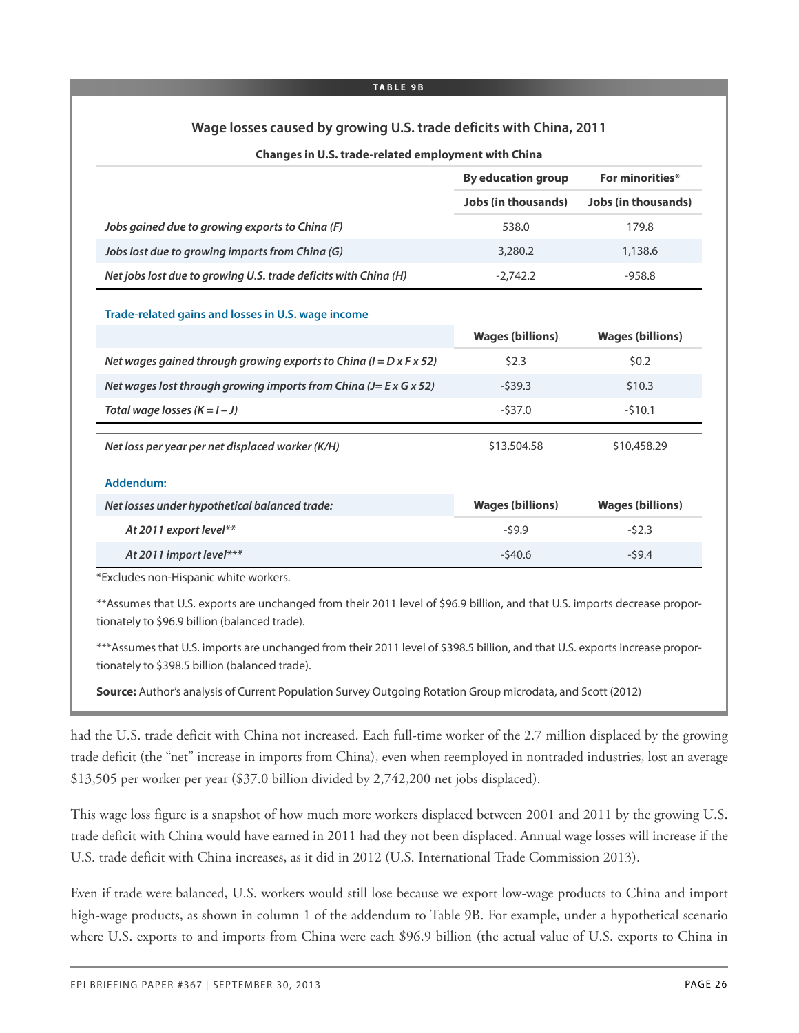**TABLE 9B**

**Wage losses caused by growing U.S. trade deficits with China, 2011**

**Changes in U.S. trade-related employment with China**

| | By education group | For minorities* |
|---|---|---|
| | Jobs (in thousands) | Jobs (in thousands) |
| *Jobs gained due to growing exports to China (F)* | 538.0 | 179.8 |
| *Jobs lost due to growing imports from China (G)* | 3,280.2 | 1,138.6 |
| *Net jobs lost due to growing U.S. trade deficits with China (H)* | -2,742.2 | -958.8 |
| **Trade-related gains and losses in U.S. wage income** | | |
| | Wages (billions) | Wages (billions) |
| *Net wages gained through growing exports to China (I = D x F x 52)* | \$2.3 | \$0.2 |
| *Net wages lost through growing imports from China (J= E x G x 52)* | -\$39.3 | \$10.3 |
| *Total wage losses (K = I – J)* | -\$37.0 | -\$10.1 |
| *Net loss per year per net displaced worker (K/H)* | \$13,504.58 | \$10,458.29 |
| **Addendum:** | | |
| *Net losses under hypothetical balanced trade:* | Wages (billions) | Wages (billions) |
| *At 2011 export level*** | -\$9.9 | -\$2.3 |
| *At 2011 import level**** | -\$40.6 | -\$9.4 |

*Excludes non-Hispanic white workers.

**Assumes that U.S. exports are unchanged from their 2011 level of \$96.9 billion, and that U.S. imports decrease proportionately to \$96.9 billion (balanced trade).

***Assumes that U.S. imports are unchanged from their 2011 level of \$398.5 billion, and that U.S. exports increase proportionately to \$398.5 billion (balanced trade).

**Source:** Author's analysis of Current Population Survey Outgoing Rotation Group microdata, and Scott (2012)

had the U.S. trade deficit with China not increased. Each full-time worker of the 2.7 million displaced by the growing trade deficit (the "net" increase in imports from China), even when reemployed in nontraded industries, lost an average \$13,505 per worker per year (\$37.0 billion divided by 2,742,200 net jobs displaced).

This wage loss figure is a snapshot of how much more workers displaced between 2001 and 2011 by the growing U.S. trade deficit with China would have earned in 2011 had they not been displaced. Annual wage losses will increase if the U.S. trade deficit with China increases, as it did in 2012 (U.S. International Trade Commission 2013).

Even if trade were balanced, U.S. workers would still lose because we export low-wage products to China and import high-wage products, as shown in column 1 of the addendum to Table 9B. For example, under a hypothetical scenario where U.S. exports to and imports from China were each \$96.9 billion (the actual value of U.S. exports to China in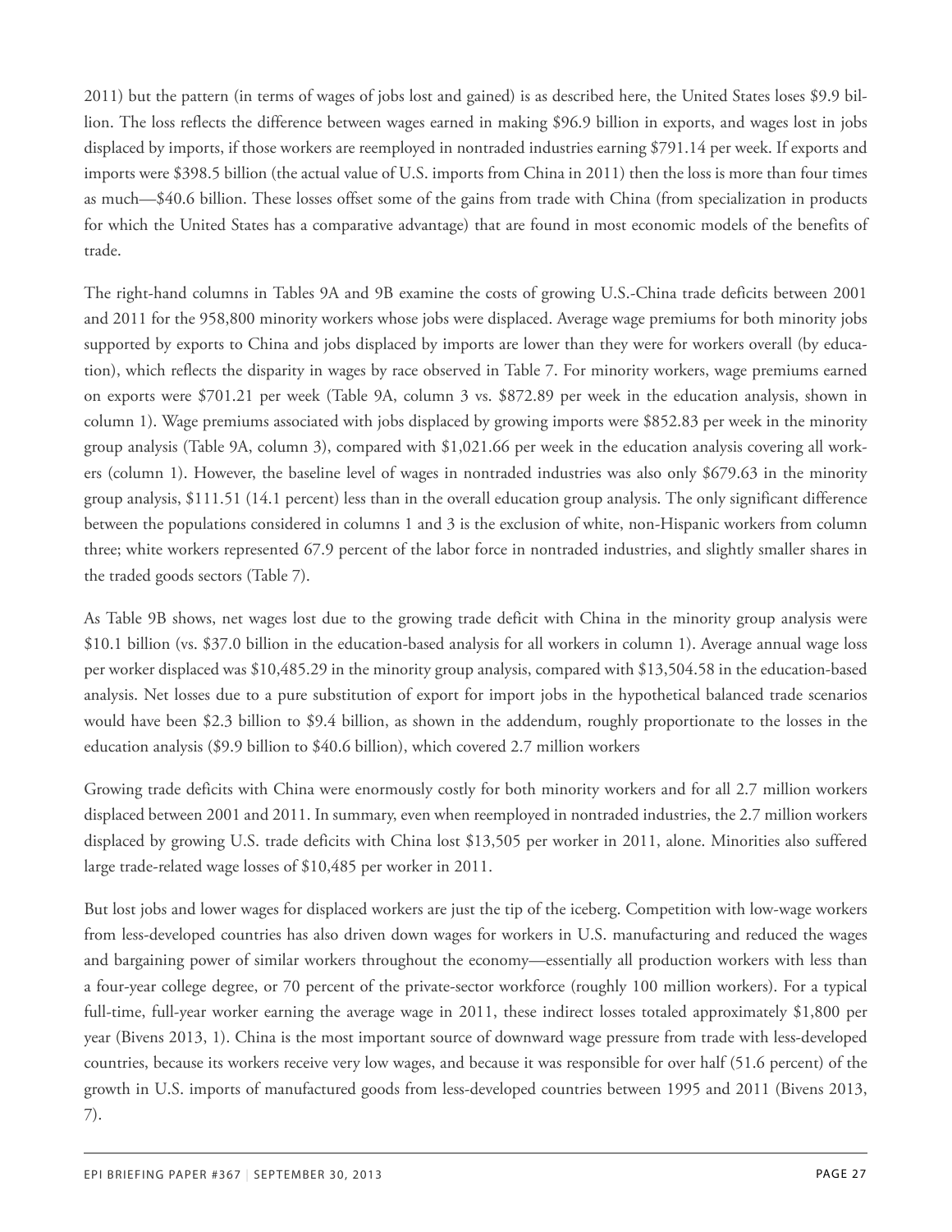2011) but the pattern (in terms of wages of jobs lost and gained) is as described here, the United States loses $9.9 billion. The loss reflects the difference between wages earned in making $96.9 billion in exports, and wages lost in jobs displaced by imports, if those workers are reemployed in nontraded industries earning $791.14 per week. If exports and imports were $398.5 billion (the actual value of U.S. imports from China in 2011) then the loss is more than four times as much—$40.6 billion. These losses offset some of the gains from trade with China (from specialization in products for which the United States has a comparative advantage) that are found in most economic models of the benefits of trade.

The right-hand columns in Tables 9A and 9B examine the costs of growing U.S.-China trade deficits between 2001 and 2011 for the 958,800 minority workers whose jobs were displaced. Average wage premiums for both minority jobs supported by exports to China and jobs displaced by imports are lower than they were for workers overall (by education), which reflects the disparity in wages by race observed in Table 7. For minority workers, wage premiums earned on exports were $701.21 per week (Table 9A, column 3 vs. $872.89 per week in the education analysis, shown in column 1). Wage premiums associated with jobs displaced by growing imports were $852.83 per week in the minority group analysis (Table 9A, column 3), compared with $1,021.66 per week in the education analysis covering all workers (column 1). However, the baseline level of wages in nontraded industries was also only $679.63 in the minority group analysis, $111.51 (14.1 percent) less than in the overall education group analysis. The only significant difference between the populations considered in columns 1 and 3 is the exclusion of white, non-Hispanic workers from column three; white workers represented 67.9 percent of the labor force in nontraded industries, and slightly smaller shares in the traded goods sectors (Table 7).

As Table 9B shows, net wages lost due to the growing trade deficit with China in the minority group analysis were $10.1 billion (vs. $37.0 billion in the education-based analysis for all workers in column 1). Average annual wage loss per worker displaced was $10,485.29 in the minority group analysis, compared with $13,504.58 in the education-based analysis. Net losses due to a pure substitution of export for import jobs in the hypothetical balanced trade scenarios would have been $2.3 billion to $9.4 billion, as shown in the addendum, roughly proportionate to the losses in the education analysis ($9.9 billion to $40.6 billion), which covered 2.7 million workers

Growing trade deficits with China were enormously costly for both minority workers and for all 2.7 million workers displaced between 2001 and 2011. In summary, even when reemployed in nontraded industries, the 2.7 million workers displaced by growing U.S. trade deficits with China lost $13,505 per worker in 2011, alone. Minorities also suffered large trade-related wage losses of $10,485 per worker in 2011.

But lost jobs and lower wages for displaced workers are just the tip of the iceberg. Competition with low-wage workers from less-developed countries has also driven down wages for workers in U.S. manufacturing and reduced the wages and bargaining power of similar workers throughout the economy—essentially all production workers with less than a four-year college degree, or 70 percent of the private-sector workforce (roughly 100 million workers). For a typical full-time, full-year worker earning the average wage in 2011, these indirect losses totaled approximately $1,800 per year (Bivens 2013, 1). China is the most important source of downward wage pressure from trade with less-developed countries, because its workers receive very low wages, and because it was responsible for over half (51.6 percent) of the growth in U.S. imports of manufactured goods from less-developed countries between 1995 and 2011 (Bivens 2013, 7).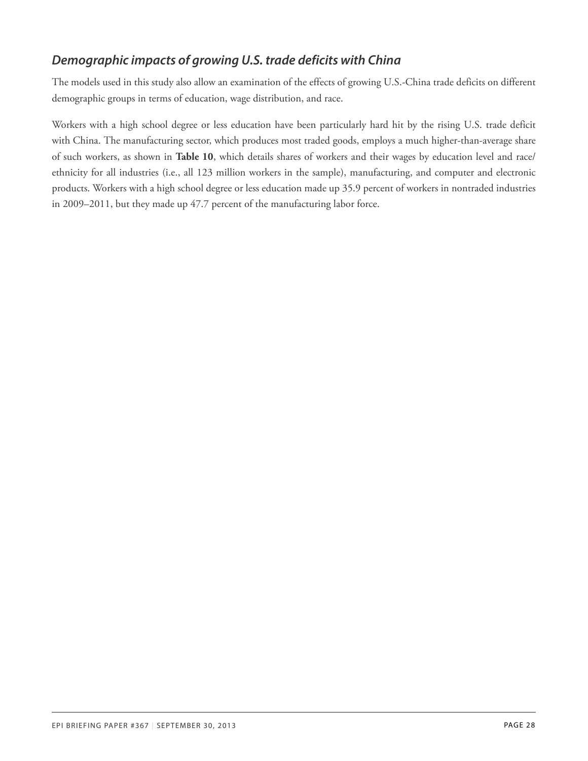### *Demographic impacts of growing U.S. trade deficits with China*

The models used in this study also allow an examination of the effects of growing U.S.-China trade deficits on different demographic groups in terms of education, wage distribution, and race.

Workers with a high school degree or less education have been particularly hard hit by the rising U.S. trade deficit with China. The manufacturing sector, which produces most traded goods, employs a much higher-than-average share of such workers, as shown in **Table 10**, which details shares of workers and their wages by education level and race/ethnicity for all industries (i.e., all 123 million workers in the sample), manufacturing, and computer and electronic products. Workers with a high school degree or less education made up 35.9 percent of workers in nontraded industries in 2009–2011, but they made up 47.7 percent of the manufacturing labor force.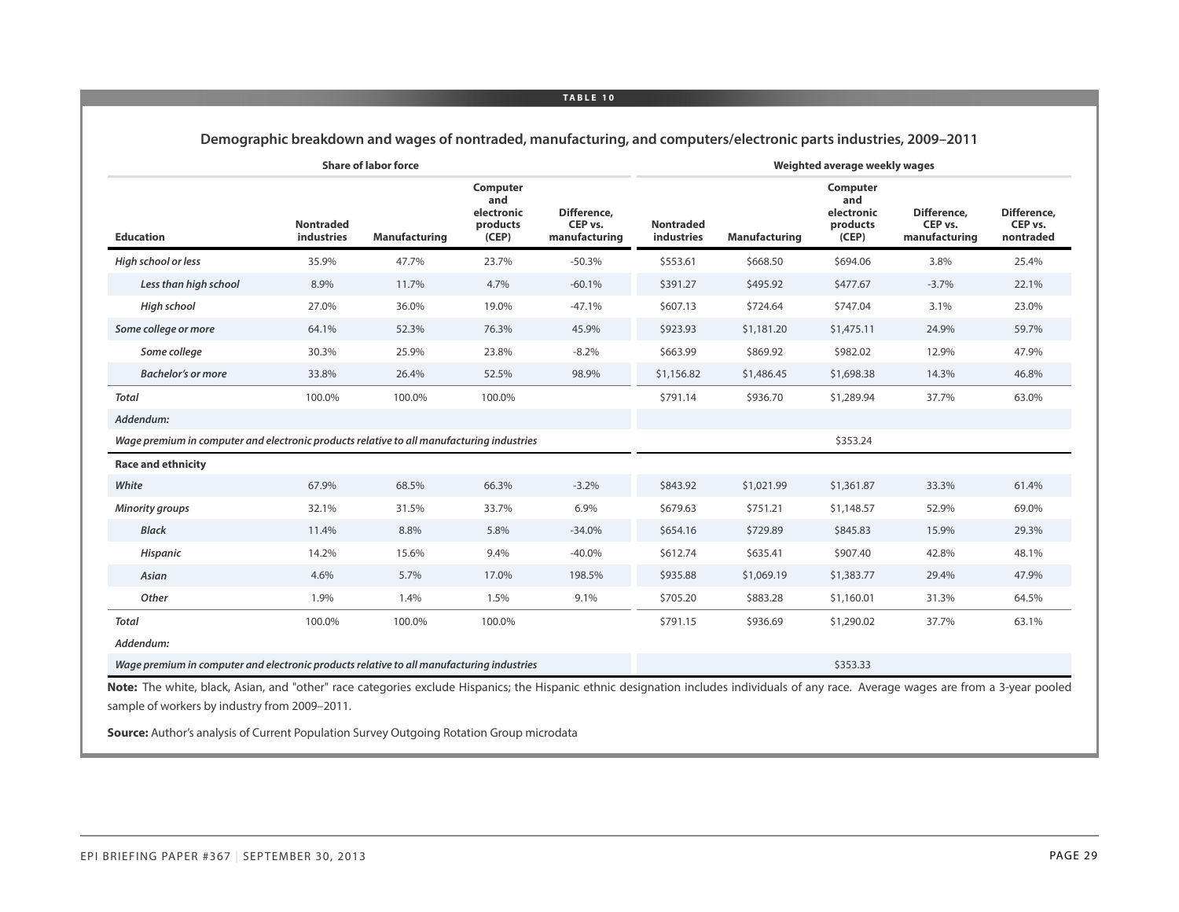**TABLE 10**

**Demographic breakdown and wages of nontraded, manufacturing, and computers/electronic parts industries, 2009–2011**

| | Share of labor force | | | | Weighted average weekly wages | | | | |
|---|---|---|---|---|---|---|---|---|---|
| **Education** | **Nontraded industries** | **Manufacturing** | **Computer and electronic products (CEP)** | **Difference, CEP vs. manufacturing** | **Nontraded industries** | **Manufacturing** | **Computer and electronic products (CEP)** | **Difference, CEP vs. manufacturing** | **Difference, CEP vs. nontraded** |
| *High school or less* | 35.9% | 47.7% | 23.7% | -50.3% | $553.61 | $668.50 | $694.06 | 3.8% | 25.4% |
| *Less than high school* | 8.9% | 11.7% | 4.7% | -60.1% | $391.27 | $495.92 | $477.67 | -3.7% | 22.1% |
| *High school* | 27.0% | 36.0% | 19.0% | -47.1% | $607.13 | $724.64 | $747.04 | 3.1% | 23.0% |
| *Some college or more* | 64.1% | 52.3% | 76.3% | 45.9% | $923.93 | $1,181.20 | $1,475.11 | 24.9% | 59.7% |
| *Some college* | 30.3% | 25.9% | 23.8% | -8.2% | $663.99 | $869.92 | $982.02 | 12.9% | 47.9% |
| *Bachelor's or more* | 33.8% | 26.4% | 52.5% | 98.9% | $1,156.82 | $1,486.45 | $1,698.38 | 14.3% | 46.8% |
| *Total* | 100.0% | 100.0% | 100.0% | | $791.14 | $936.70 | $1,289.94 | 37.7% | 63.0% |
| *Addendum:* | | | | | | | | | |
| *Wage premium in computer and electronic products relative to all manufacturing industries* | | | | | | | $353.24 | | |
| **Race and ethnicity** | | | | | | | | | |
| *White* | 67.9% | 68.5% | 66.3% | -3.2% | $843.92 | $1,021.99 | $1,361.87 | 33.3% | 61.4% |
| *Minority groups* | 32.1% | 31.5% | 33.7% | 6.9% | $679.63 | $751.21 | $1,148.57 | 52.9% | 69.0% |
| *Black* | 11.4% | 8.8% | 5.8% | -34.0% | $654.16 | $729.89 | $845.83 | 15.9% | 29.3% |
| *Hispanic* | 14.2% | 15.6% | 9.4% | -40.0% | $612.74 | $635.41 | $907.40 | 42.8% | 48.1% |
| *Asian* | 4.6% | 5.7% | 17.0% | 198.5% | $935.88 | $1,069.19 | $1,383.77 | 29.4% | 47.9% |
| *Other* | 1.9% | 1.4% | 1.5% | 9.1% | $705.20 | $883.28 | $1,160.01 | 31.3% | 64.5% |
| *Total* | 100.0% | 100.0% | 100.0% | | $791.15 | $936.69 | $1,290.02 | 37.7% | 63.1% |
| *Addendum:* | | | | | | | | | |
| *Wage premium in computer and electronic products relative to all manufacturing industries* | | | | | | | $353.33 | | |

**Note:** The white, black, Asian, and "other" race categories exclude Hispanics; the Hispanic ethnic designation includes individuals of any race. Average wages are from a 3-year pooled sample of workers by industry from 2009–2011.

**Source:** Author's analysis of Current Population Survey Outgoing Rotation Group microdata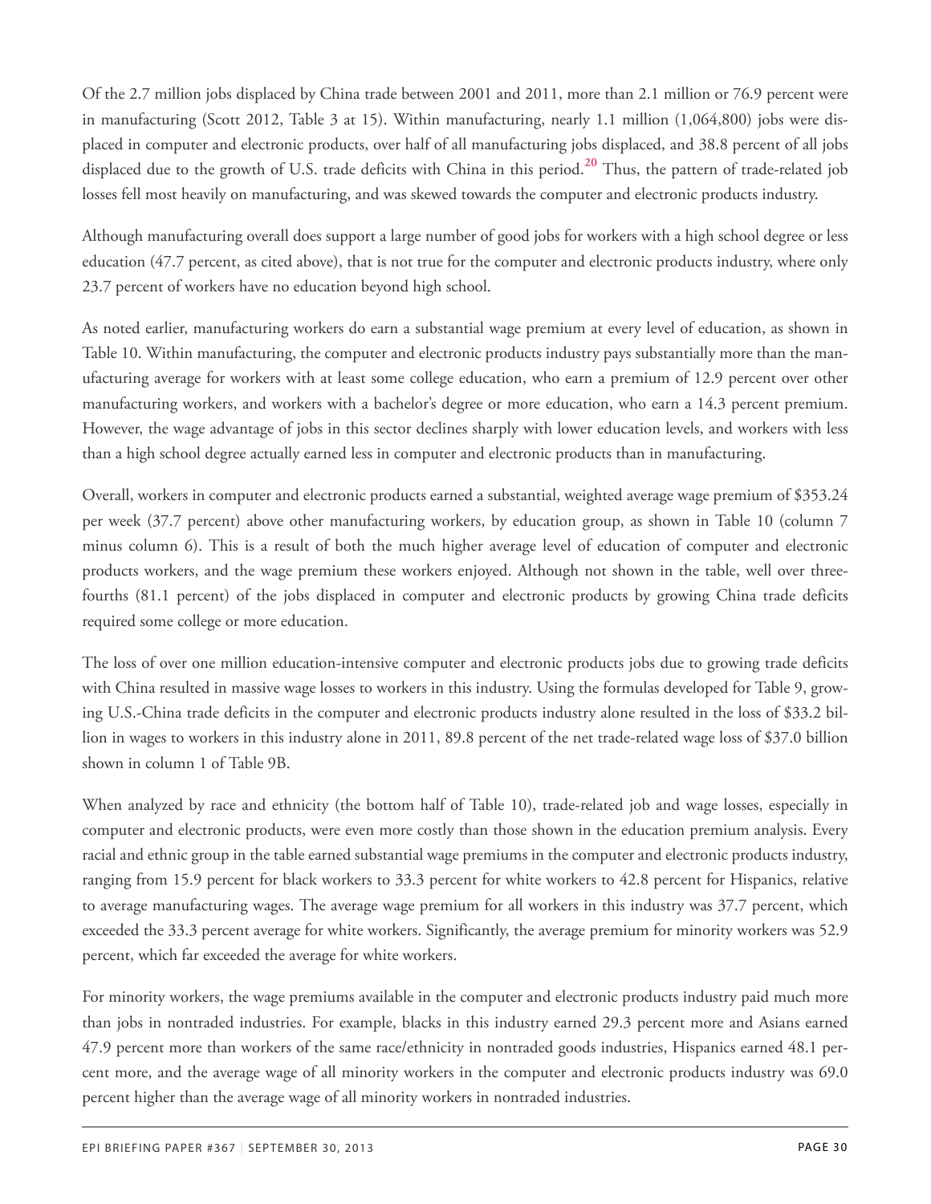Of the 2.7 million jobs displaced by China trade between 2001 and 2011, more than 2.1 million or 76.9 percent were in manufacturing (Scott 2012, Table 3 at 15). Within manufacturing, nearly 1.1 million (1,064,800) jobs were displaced in computer and electronic products, over half of all manufacturing jobs displaced, and 38.8 percent of all jobs displaced due to the growth of U.S. trade deficits with China in this period.[20] Thus, the pattern of trade-related job losses fell most heavily on manufacturing, and was skewed towards the computer and electronic products industry.

Although manufacturing overall does support a large number of good jobs for workers with a high school degree or less education (47.7 percent, as cited above), that is not true for the computer and electronic products industry, where only 23.7 percent of workers have no education beyond high school.

As noted earlier, manufacturing workers do earn a substantial wage premium at every level of education, as shown in Table 10. Within manufacturing, the computer and electronic products industry pays substantially more than the manufacturing average for workers with at least some college education, who earn a premium of 12.9 percent over other manufacturing workers, and workers with a bachelor's degree or more education, who earn a 14.3 percent premium. However, the wage advantage of jobs in this sector declines sharply with lower education levels, and workers with less than a high school degree actually earned less in computer and electronic products than in manufacturing.

Overall, workers in computer and electronic products earned a substantial, weighted average wage premium of $353.24 per week (37.7 percent) above other manufacturing workers, by education group, as shown in Table 10 (column 7 minus column 6). This is a result of both the much higher average level of education of computer and electronic products workers, and the wage premium these workers enjoyed. Although not shown in the table, well over three-fourths (81.1 percent) of the jobs displaced in computer and electronic products by growing China trade deficits required some college or more education.

The loss of over one million education-intensive computer and electronic products jobs due to growing trade deficits with China resulted in massive wage losses to workers in this industry. Using the formulas developed for Table 9, growing U.S.-China trade deficits in the computer and electronic products industry alone resulted in the loss of $33.2 billion in wages to workers in this industry alone in 2011, 89.8 percent of the net trade-related wage loss of $37.0 billion shown in column 1 of Table 9B.

When analyzed by race and ethnicity (the bottom half of Table 10), trade-related job and wage losses, especially in computer and electronic products, were even more costly than those shown in the education premium analysis. Every racial and ethnic group in the table earned substantial wage premiums in the computer and electronic products industry, ranging from 15.9 percent for black workers to 33.3 percent for white workers to 42.8 percent for Hispanics, relative to average manufacturing wages. The average wage premium for all workers in this industry was 37.7 percent, which exceeded the 33.3 percent average for white workers. Significantly, the average premium for minority workers was 52.9 percent, which far exceeded the average for white workers.

For minority workers, the wage premiums available in the computer and electronic products industry paid much more than jobs in nontraded industries. For example, blacks in this industry earned 29.3 percent more and Asians earned 47.9 percent more than workers of the same race/ethnicity in nontraded goods industries, Hispanics earned 48.1 percent more, and the average wage of all minority workers in the computer and electronic products industry was 69.0 percent higher than the average wage of all minority workers in nontraded industries.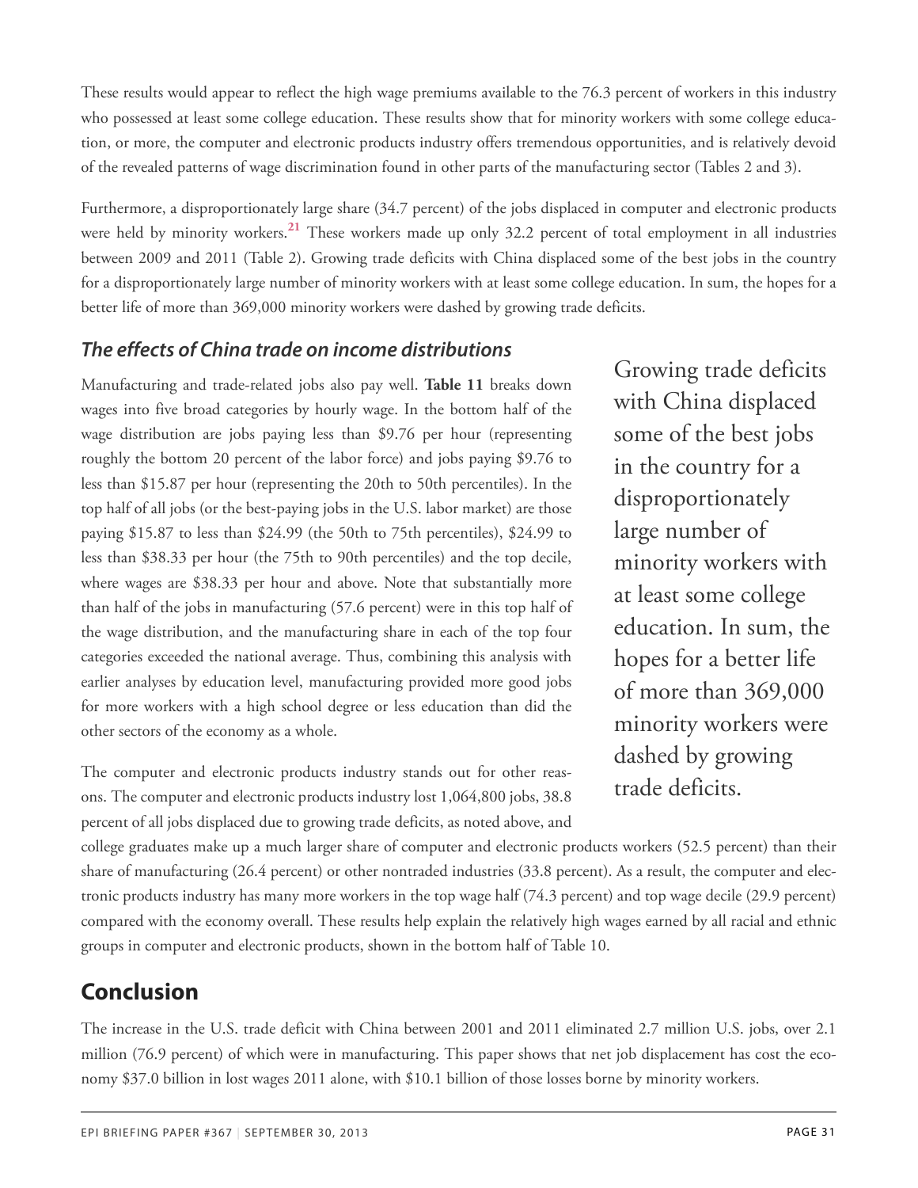These results would appear to reflect the high wage premiums available to the 76.3 percent of workers in this industry who possessed at least some college education. These results show that for minority workers with some college education, or more, the computer and electronic products industry offers tremendous opportunities, and is relatively devoid of the revealed patterns of wage discrimination found in other parts of the manufacturing sector (Tables 2 and 3).

Furthermore, a disproportionately large share (34.7 percent) of the jobs displaced in computer and electronic products were held by minority workers.[21] These workers made up only 32.2 percent of total employment in all industries between 2009 and 2011 (Table 2). Growing trade deficits with China displaced some of the best jobs in the country for a disproportionately large number of minority workers with at least some college education. In sum, the hopes for a better life of more than 369,000 minority workers were dashed by growing trade deficits.

### *The effects of China trade on income distributions*

Manufacturing and trade-related jobs also pay well. **Table 11** breaks down wages into five broad categories by hourly wage. In the bottom half of the wage distribution are jobs paying less than $9.76 per hour (representing roughly the bottom 20 percent of the labor force) and jobs paying $9.76 to less than $15.87 per hour (representing the 20th to 50th percentiles). In the top half of all jobs (or the best-paying jobs in the U.S. labor market) are those paying $15.87 to less than $24.99 (the 50th to 75th percentiles), $24.99 to less than $38.33 per hour (the 75th to 90th percentiles) and the top decile, where wages are $38.33 per hour and above. Note that substantially more than half of the jobs in manufacturing (57.6 percent) were in this top half of the wage distribution, and the manufacturing share in each of the top four categories exceeded the national average. Thus, combining this analysis with earlier analyses by education level, manufacturing provided more good jobs for more workers with a high school degree or less education than did the other sectors of the economy as a whole.

> Growing trade deficits with China displaced some of the best jobs in the country for a disproportionately large number of minority workers with at least some college education. In sum, the hopes for a better life of more than 369,000 minority workers were dashed by growing trade deficits.

The computer and electronic products industry stands out for other reasons. The computer and electronic products industry lost 1,064,800 jobs, 38.8 percent of all jobs displaced due to growing trade deficits, as noted above, and college graduates make up a much larger share of computer and electronic products workers (52.5 percent) than their share of manufacturing (26.4 percent) or other nontraded industries (33.8 percent). As a result, the computer and electronic products industry has many more workers in the top wage half (74.3 percent) and top wage decile (29.9 percent) compared with the economy overall. These results help explain the relatively high wages earned by all racial and ethnic groups in computer and electronic products, shown in the bottom half of Table 10.

## Conclusion

The increase in the U.S. trade deficit with China between 2001 and 2011 eliminated 2.7 million U.S. jobs, over 2.1 million (76.9 percent) of which were in manufacturing. This paper shows that net job displacement has cost the economy $37.0 billion in lost wages 2011 alone, with $10.1 billion of those losses borne by minority workers.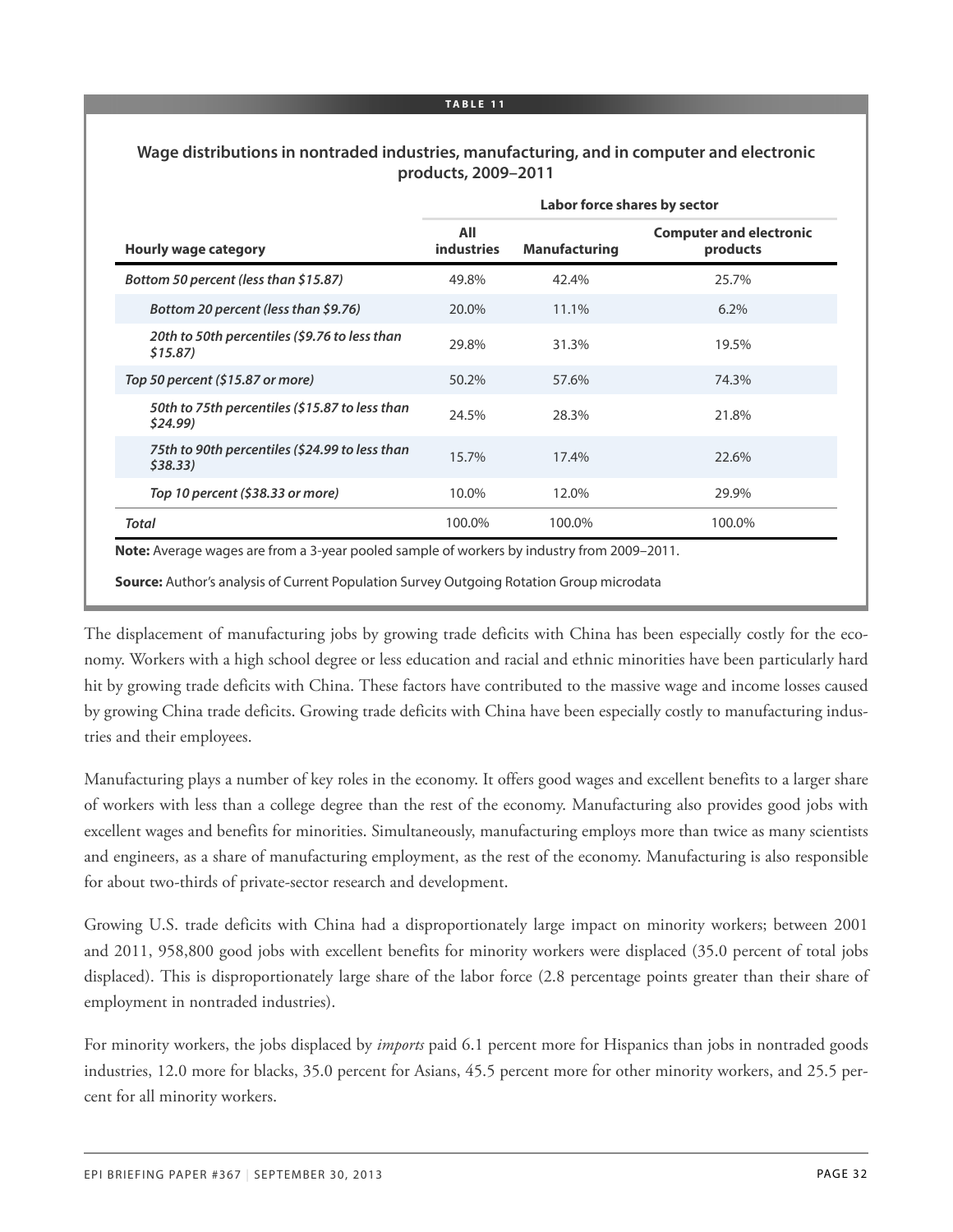**TABLE 11**

**Wage distributions in nontraded industries, manufacturing, and in computer and electronic products, 2009–2011**

| Hourly wage category | Labor force shares by sector | | |
|---|---|---|---|
| | All industries | Manufacturing | Computer and electronic products |
| *Bottom 50 percent (less than $15.87)* | 49.8% | 42.4% | 25.7% |
| *Bottom 20 percent (less than $9.76)* | 20.0% | 11.1% | 6.2% |
| *20th to 50th percentiles ($9.76 to less than $15.87)* | 29.8% | 31.3% | 19.5% |
| *Top 50 percent ($15.87 or more)* | 50.2% | 57.6% | 74.3% |
| *50th to 75th percentiles ($15.87 to less than $24.99)* | 24.5% | 28.3% | 21.8% |
| *75th to 90th percentiles ($24.99 to less than $38.33)* | 15.7% | 17.4% | 22.6% |
| *Top 10 percent ($38.33 or more)* | 10.0% | 12.0% | 29.9% |
| *Total* | 100.0% | 100.0% | 100.0% |

**Note:** Average wages are from a 3-year pooled sample of workers by industry from 2009–2011.

**Source:** Author's analysis of Current Population Survey Outgoing Rotation Group microdata

The displacement of manufacturing jobs by growing trade deficits with China has been especially costly for the economy. Workers with a high school degree or less education and racial and ethnic minorities have been particularly hard hit by growing trade deficits with China. These factors have contributed to the massive wage and income losses caused by growing China trade deficits. Growing trade deficits with China have been especially costly to manufacturing industries and their employees.

Manufacturing plays a number of key roles in the economy. It offers good wages and excellent benefits to a larger share of workers with less than a college degree than the rest of the economy. Manufacturing also provides good jobs with excellent wages and benefits for minorities. Simultaneously, manufacturing employs more than twice as many scientists and engineers, as a share of manufacturing employment, as the rest of the economy. Manufacturing is also responsible for about two-thirds of private-sector research and development.

Growing U.S. trade deficits with China had a disproportionately large impact on minority workers; between 2001 and 2011, 958,800 good jobs with excellent benefits for minority workers were displaced (35.0 percent of total jobs displaced). This is disproportionately large share of the labor force (2.8 percentage points greater than their share of employment in nontraded industries).

For minority workers, the jobs displaced by *imports* paid 6.1 percent more for Hispanics than jobs in nontraded goods industries, 12.0 more for blacks, 35.0 percent for Asians, 45.5 percent more for other minority workers, and 25.5 percent for all minority workers.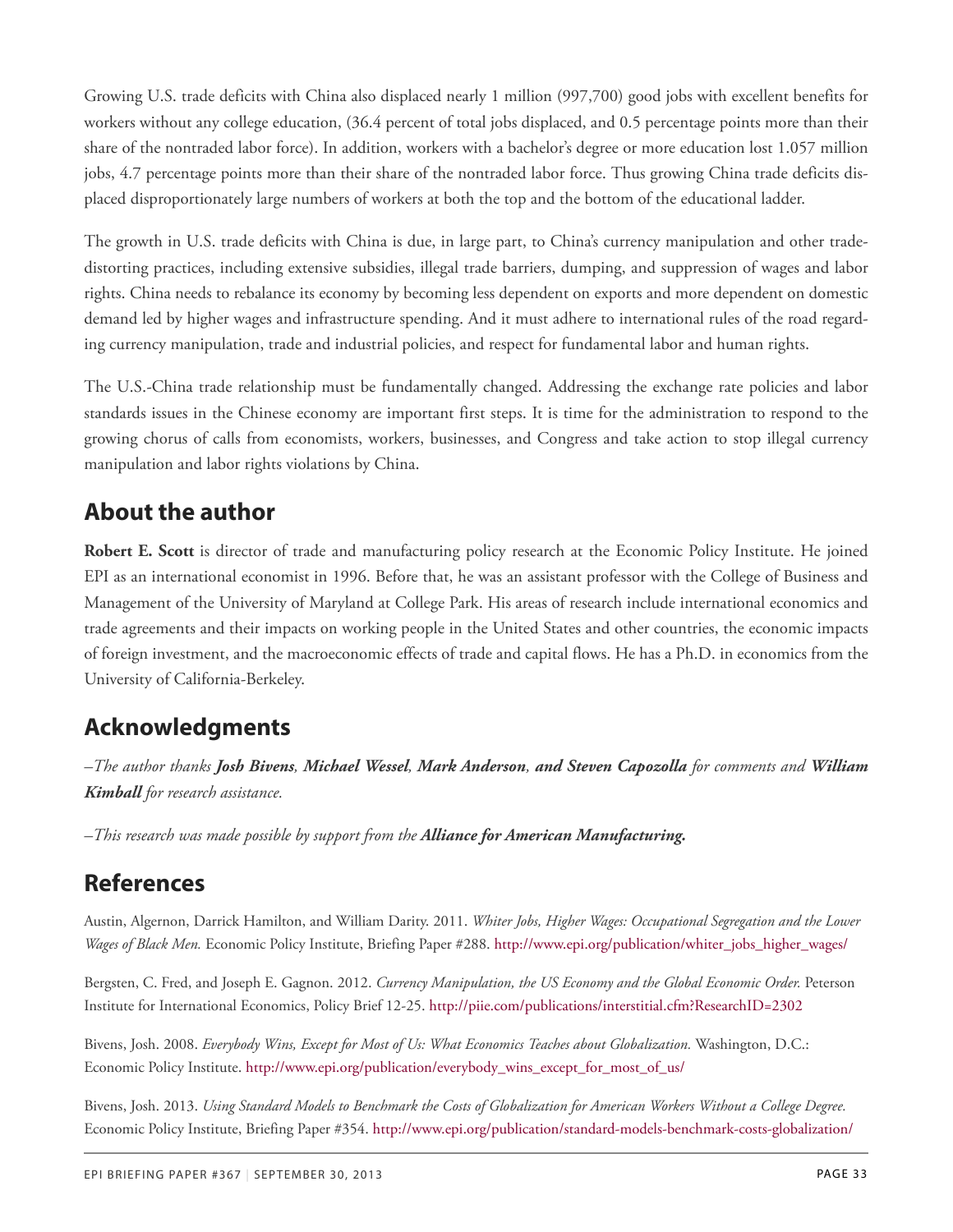Growing U.S. trade deficits with China also displaced nearly 1 million (997,700) good jobs with excellent benefits for workers without any college education, (36.4 percent of total jobs displaced, and 0.5 percentage points more than their share of the nontraded labor force). In addition, workers with a bachelor's degree or more education lost 1.057 million jobs, 4.7 percentage points more than their share of the nontraded labor force. Thus growing China trade deficits displaced disproportionately large numbers of workers at both the top and the bottom of the educational ladder.

The growth in U.S. trade deficits with China is due, in large part, to China's currency manipulation and other trade-distorting practices, including extensive subsidies, illegal trade barriers, dumping, and suppression of wages and labor rights. China needs to rebalance its economy by becoming less dependent on exports and more dependent on domestic demand led by higher wages and infrastructure spending. And it must adhere to international rules of the road regarding currency manipulation, trade and industrial policies, and respect for fundamental labor and human rights.

The U.S.-China trade relationship must be fundamentally changed. Addressing the exchange rate policies and labor standards issues in the Chinese economy are important first steps. It is time for the administration to respond to the growing chorus of calls from economists, workers, businesses, and Congress and take action to stop illegal currency manipulation and labor rights violations by China.

## About the author

**Robert E. Scott** is director of trade and manufacturing policy research at the Economic Policy Institute. He joined EPI as an international economist in 1996. Before that, he was an assistant professor with the College of Business and Management of the University of Maryland at College Park. His areas of research include international economics and trade agreements and their impacts on working people in the United States and other countries, the economic impacts of foreign investment, and the macroeconomic effects of trade and capital flows. He has a Ph.D. in economics from the University of California-Berkeley.

## Acknowledgments

*–The author thanks **Josh Bivens**, **Michael Wessel**, **Mark Anderson**, **and Steven Capozolla** for comments and **William Kimball** for research assistance.*

*–This research was made possible by support from the **Alliance for American Manufacturing.***

## References

Austin, Algernon, Darrick Hamilton, and William Darity. 2011. *Whiter Jobs, Higher Wages: Occupational Segregation and the Lower Wages of Black Men.* Economic Policy Institute, Briefing Paper #288. http://www.epi.org/publication/whiter_jobs_higher_wages/

Bergsten, C. Fred, and Joseph E. Gagnon. 2012. *Currency Manipulation, the US Economy and the Global Economic Order.* Peterson Institute for International Economics, Policy Brief 12-25. http://piie.com/publications/interstitial.cfm?ResearchID=2302

Bivens, Josh. 2008. *Everybody Wins, Except for Most of Us: What Economics Teaches about Globalization.* Washington, D.C.: Economic Policy Institute. http://www.epi.org/publication/everybody_wins_except_for_most_of_us/

Bivens, Josh. 2013. *Using Standard Models to Benchmark the Costs of Globalization for American Workers Without a College Degree.* Economic Policy Institute, Briefing Paper #354. http://www.epi.org/publication/standard-models-benchmark-costs-globalization/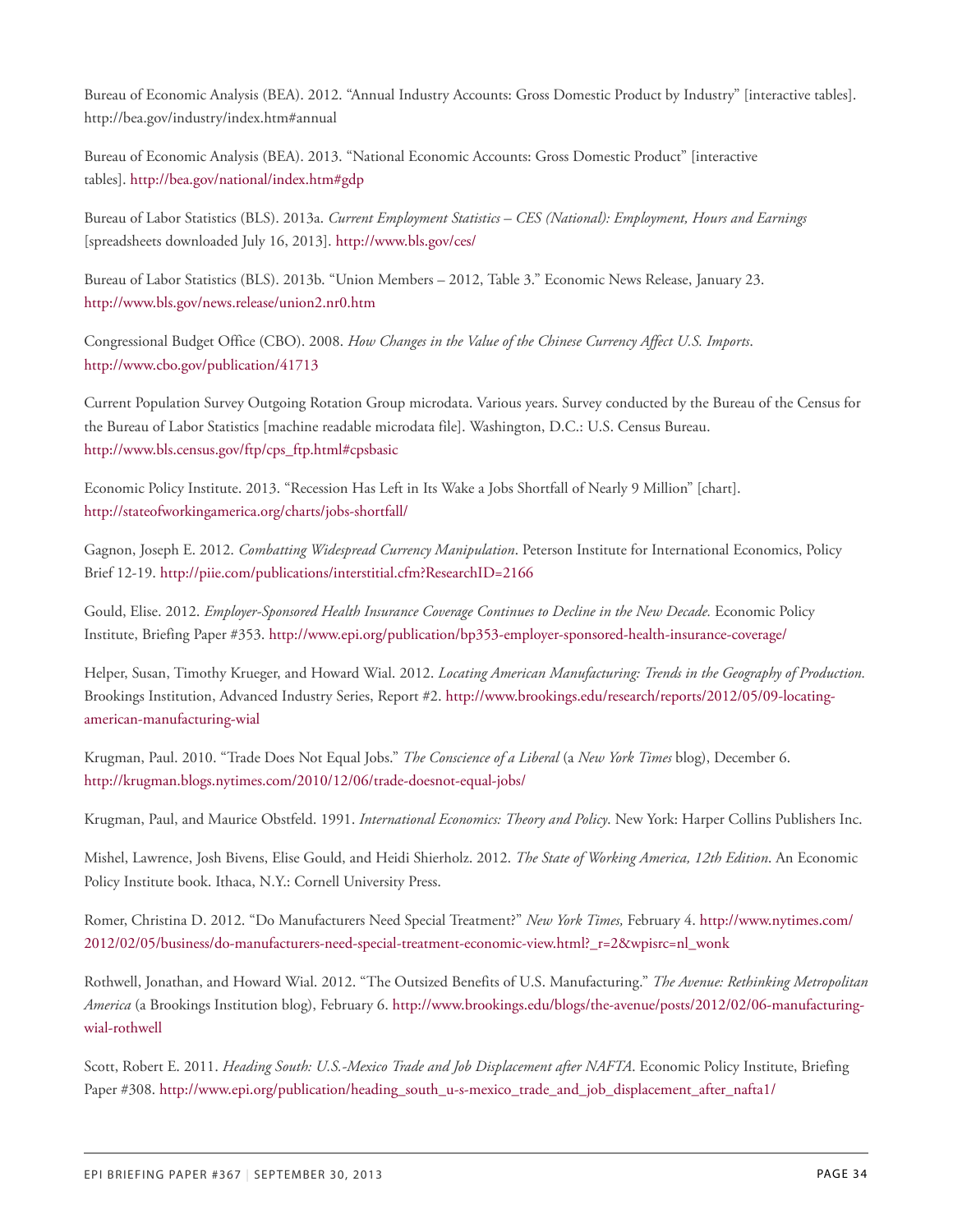Bureau of Economic Analysis (BEA). 2012. "Annual Industry Accounts: Gross Domestic Product by Industry" [interactive tables]. http://bea.gov/industry/index.htm#annual

Bureau of Economic Analysis (BEA). 2013. "National Economic Accounts: Gross Domestic Product" [interactive tables]. http://bea.gov/national/index.htm#gdp

Bureau of Labor Statistics (BLS). 2013a. *Current Employment Statistics – CES (National): Employment, Hours and Earnings* [spreadsheets downloaded July 16, 2013]. http://www.bls.gov/ces/

Bureau of Labor Statistics (BLS). 2013b. "Union Members – 2012, Table 3." Economic News Release, January 23. http://www.bls.gov/news.release/union2.nr0.htm

Congressional Budget Office (CBO). 2008. *How Changes in the Value of the Chinese Currency Affect U.S. Imports*. http://www.cbo.gov/publication/41713

Current Population Survey Outgoing Rotation Group microdata. Various years. Survey conducted by the Bureau of the Census for the Bureau of Labor Statistics [machine readable microdata file]. Washington, D.C.: U.S. Census Bureau. http://www.bls.census.gov/ftp/cps_ftp.html#cpsbasic

Economic Policy Institute. 2013. "Recession Has Left in Its Wake a Jobs Shortfall of Nearly 9 Million" [chart]. http://stateofworkingamerica.org/charts/jobs-shortfall/

Gagnon, Joseph E. 2012. *Combatting Widespread Currency Manipulation*. Peterson Institute for International Economics, Policy Brief 12-19. http://piie.com/publications/interstitial.cfm?ResearchID=2166

Gould, Elise. 2012. *Employer-Sponsored Health Insurance Coverage Continues to Decline in the New Decade.* Economic Policy Institute, Briefing Paper #353. http://www.epi.org/publication/bp353-employer-sponsored-health-insurance-coverage/

Helper, Susan, Timothy Krueger, and Howard Wial. 2012. *Locating American Manufacturing: Trends in the Geography of Production.* Brookings Institution, Advanced Industry Series, Report #2. http://www.brookings.edu/research/reports/2012/05/09-locating-american-manufacturing-wial

Krugman, Paul. 2010. "Trade Does Not Equal Jobs." *The Conscience of a Liberal* (a *New York Times* blog), December 6. http://krugman.blogs.nytimes.com/2010/12/06/trade-doesnot-equal-jobs/

Krugman, Paul, and Maurice Obstfeld. 1991. *International Economics: Theory and Policy*. New York: Harper Collins Publishers Inc.

Mishel, Lawrence, Josh Bivens, Elise Gould, and Heidi Shierholz. 2012. *The State of Working America, 12th Edition*. An Economic Policy Institute book. Ithaca, N.Y.: Cornell University Press.

Romer, Christina D. 2012. "Do Manufacturers Need Special Treatment?" *New York Times,* February 4. http://www.nytimes.com/2012/02/05/business/do-manufacturers-need-special-treatment-economic-view.html?_r=2&wpisrc=nl_wonk

Rothwell, Jonathan, and Howard Wial. 2012. "The Outsized Benefits of U.S. Manufacturing." *The Avenue: Rethinking Metropolitan America* (a Brookings Institution blog), February 6. http://www.brookings.edu/blogs/the-avenue/posts/2012/02/06-manufacturing-wial-rothwell

Scott, Robert E. 2011. *Heading South: U.S.-Mexico Trade and Job Displacement after NAFTA*. Economic Policy Institute, Briefing Paper #308. http://www.epi.org/publication/heading_south_u-s-mexico_trade_and_job_displacement_after_nafta1/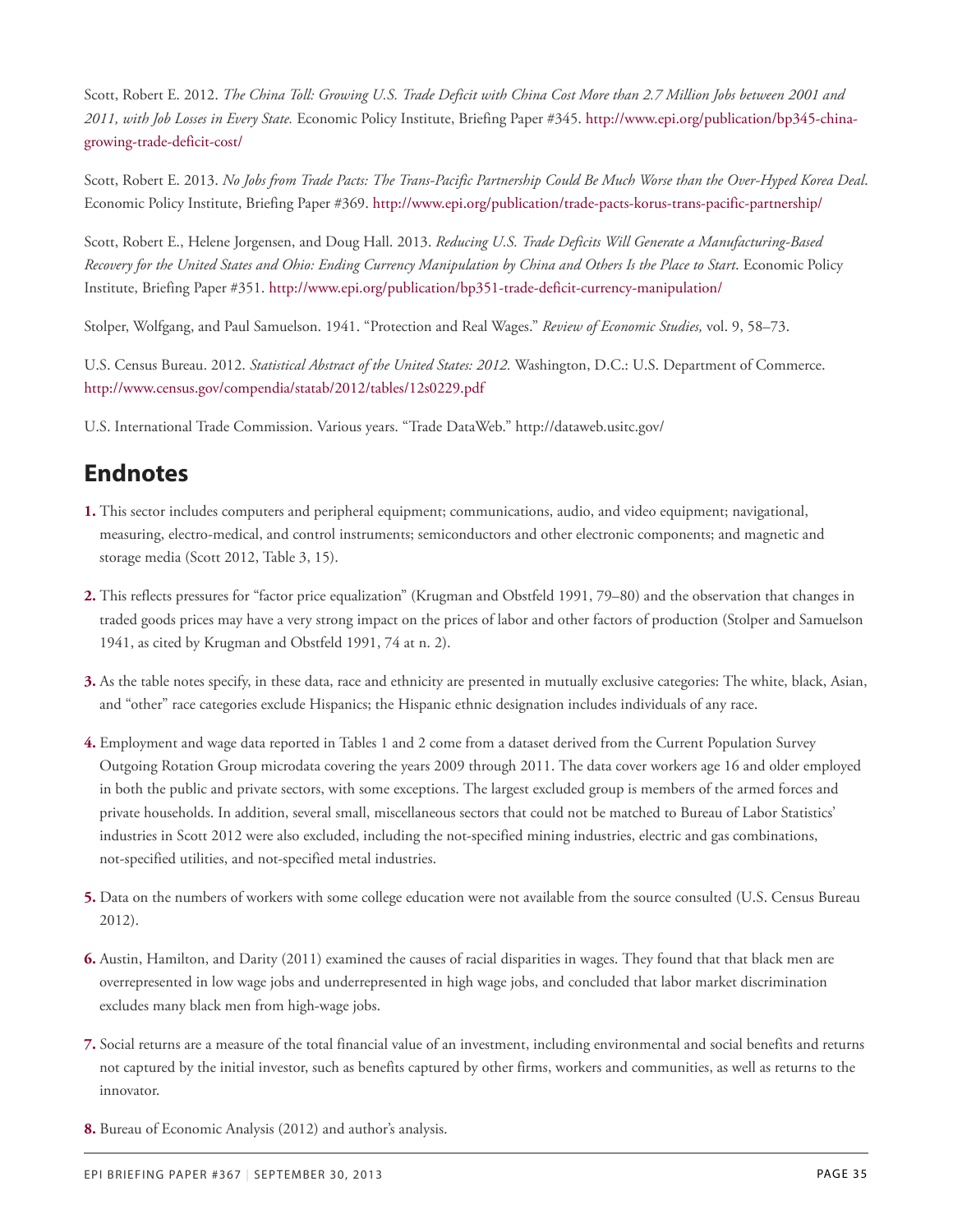Scott, Robert E. 2012. *The China Toll: Growing U.S. Trade Deficit with China Cost More than 2.7 Million Jobs between 2001 and 2011, with Job Losses in Every State.* Economic Policy Institute, Briefing Paper #345. http://www.epi.org/publication/bp345-china-growing-trade-deficit-cost/

Scott, Robert E. 2013. *No Jobs from Trade Pacts: The Trans-Pacific Partnership Could Be Much Worse than the Over-Hyped Korea Deal*. Economic Policy Institute, Briefing Paper #369. http://www.epi.org/publication/trade-pacts-korus-trans-pacific-partnership/

Scott, Robert E., Helene Jorgensen, and Doug Hall. 2013. *Reducing U.S. Trade Deficits Will Generate a Manufacturing-Based Recovery for the United States and Ohio: Ending Currency Manipulation by China and Others Is the Place to Start*. Economic Policy Institute, Briefing Paper #351. http://www.epi.org/publication/bp351-trade-deficit-currency-manipulation/

Stolper, Wolfgang, and Paul Samuelson. 1941. "Protection and Real Wages." *Review of Economic Studies,* vol. 9, 58–73.

U.S. Census Bureau. 2012. *Statistical Abstract of the United States: 2012.* Washington, D.C.: U.S. Department of Commerce. http://www.census.gov/compendia/statab/2012/tables/12s0229.pdf

U.S. International Trade Commission. Various years. "Trade DataWeb." http://dataweb.usitc.gov/

## Endnotes

**1.** This sector includes computers and peripheral equipment; communications, audio, and video equipment; navigational, measuring, electro-medical, and control instruments; semiconductors and other electronic components; and magnetic and storage media (Scott 2012, Table 3, 15).

**2.** This reflects pressures for "factor price equalization" (Krugman and Obstfeld 1991, 79–80) and the observation that changes in traded goods prices may have a very strong impact on the prices of labor and other factors of production (Stolper and Samuelson 1941, as cited by Krugman and Obstfeld 1991, 74 at n. 2).

**3.** As the table notes specify, in these data, race and ethnicity are presented in mutually exclusive categories: The white, black, Asian, and "other" race categories exclude Hispanics; the Hispanic ethnic designation includes individuals of any race.

**4.** Employment and wage data reported in Tables 1 and 2 come from a dataset derived from the Current Population Survey Outgoing Rotation Group microdata covering the years 2009 through 2011. The data cover workers age 16 and older employed in both the public and private sectors, with some exceptions. The largest excluded group is members of the armed forces and private households. In addition, several small, miscellaneous sectors that could not be matched to Bureau of Labor Statistics' industries in Scott 2012 were also excluded, including the not-specified mining industries, electric and gas combinations, not-specified utilities, and not-specified metal industries.

**5.** Data on the numbers of workers with some college education were not available from the source consulted (U.S. Census Bureau 2012).

**6.** Austin, Hamilton, and Darity (2011) examined the causes of racial disparities in wages. They found that that black men are overrepresented in low wage jobs and underrepresented in high wage jobs, and concluded that labor market discrimination excludes many black men from high-wage jobs.

**7.** Social returns are a measure of the total financial value of an investment, including environmental and social benefits and returns not captured by the initial investor, such as benefits captured by other firms, workers and communities, as well as returns to the innovator.

**8.** Bureau of Economic Analysis (2012) and author's analysis.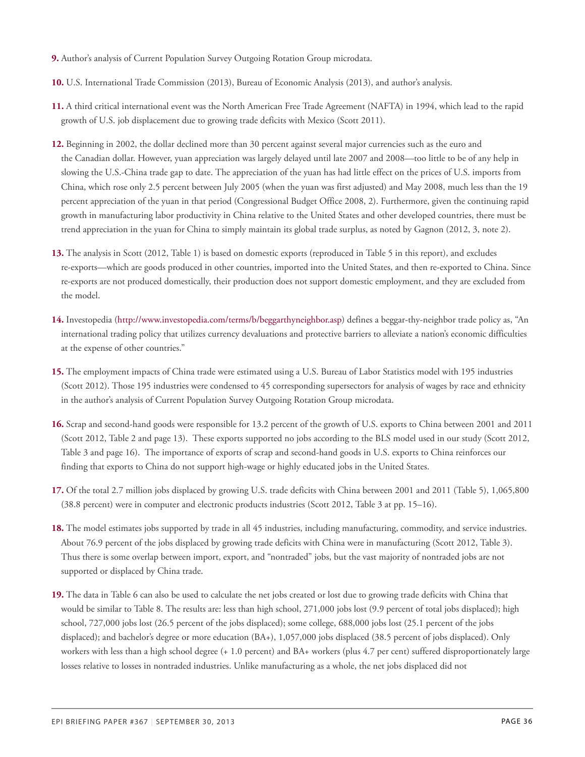**9.** Author's analysis of Current Population Survey Outgoing Rotation Group microdata.

**10.** U.S. International Trade Commission (2013), Bureau of Economic Analysis (2013), and author's analysis.

**11.** A third critical international event was the North American Free Trade Agreement (NAFTA) in 1994, which lead to the rapid growth of U.S. job displacement due to growing trade deficits with Mexico (Scott 2011).

**12.** Beginning in 2002, the dollar declined more than 30 percent against several major currencies such as the euro and the Canadian dollar. However, yuan appreciation was largely delayed until late 2007 and 2008—too little to be of any help in slowing the U.S.-China trade gap to date. The appreciation of the yuan has had little effect on the prices of U.S. imports from China, which rose only 2.5 percent between July 2005 (when the yuan was first adjusted) and May 2008, much less than the 19 percent appreciation of the yuan in that period (Congressional Budget Office 2008, 2). Furthermore, given the continuing rapid growth in manufacturing labor productivity in China relative to the United States and other developed countries, there must be trend appreciation in the yuan for China to simply maintain its global trade surplus, as noted by Gagnon (2012, 3, note 2).

**13.** The analysis in Scott (2012, Table 1) is based on domestic exports (reproduced in Table 5 in this report), and excludes re-exports—which are goods produced in other countries, imported into the United States, and then re-exported to China. Since re-exports are not produced domestically, their production does not support domestic employment, and they are excluded from the model.

**14.** Investopedia (http://www.investopedia.com/terms/b/beggarthyneighbor.asp) defines a beggar-thy-neighbor trade policy as, "An international trading policy that utilizes currency devaluations and protective barriers to alleviate a nation's economic difficulties at the expense of other countries."

**15.** The employment impacts of China trade were estimated using a U.S. Bureau of Labor Statistics model with 195 industries (Scott 2012). Those 195 industries were condensed to 45 corresponding supersectors for analysis of wages by race and ethnicity in the author's analysis of Current Population Survey Outgoing Rotation Group microdata.

**16.** Scrap and second-hand goods were responsible for 13.2 percent of the growth of U.S. exports to China between 2001 and 2011 (Scott 2012, Table 2 and page 13). These exports supported no jobs according to the BLS model used in our study (Scott 2012, Table 3 and page 16). The importance of exports of scrap and second-hand goods in U.S. exports to China reinforces our finding that exports to China do not support high-wage or highly educated jobs in the United States.

**17.** Of the total 2.7 million jobs displaced by growing U.S. trade deficits with China between 2001 and 2011 (Table 5), 1,065,800 (38.8 percent) were in computer and electronic products industries (Scott 2012, Table 3 at pp. 15–16).

**18.** The model estimates jobs supported by trade in all 45 industries, including manufacturing, commodity, and service industries. About 76.9 percent of the jobs displaced by growing trade deficits with China were in manufacturing (Scott 2012, Table 3). Thus there is some overlap between import, export, and "nontraded" jobs, but the vast majority of nontraded jobs are not supported or displaced by China trade.

**19.** The data in Table 6 can also be used to calculate the net jobs created or lost due to growing trade deficits with China that would be similar to Table 8. The results are: less than high school, 271,000 jobs lost (9.9 percent of total jobs displaced); high school, 727,000 jobs lost (26.5 percent of the jobs displaced); some college, 688,000 jobs lost (25.1 percent of the jobs displaced); and bachelor's degree or more education (BA+), 1,057,000 jobs displaced (38.5 percent of jobs displaced). Only workers with less than a high school degree (+ 1.0 percent) and BA+ workers (plus 4.7 per cent) suffered disproportionately large losses relative to losses in nontraded industries. Unlike manufacturing as a whole, the net jobs displaced did not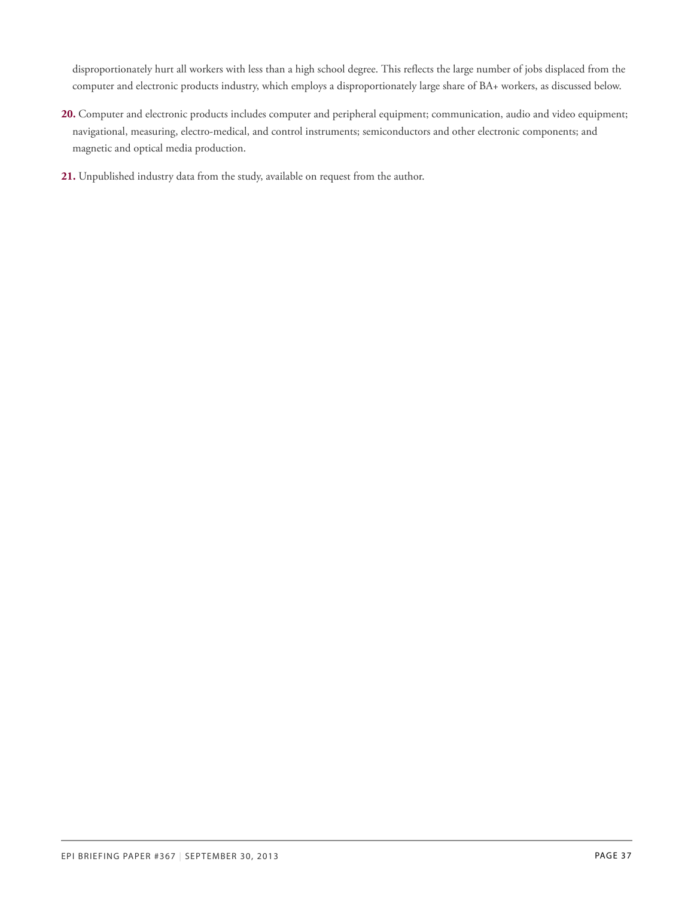disproportionately hurt all workers with less than a high school degree. This reflects the large number of jobs displaced from the computer and electronic products industry, which employs a disproportionately large share of BA+ workers, as discussed below.

**20.** Computer and electronic products includes computer and peripheral equipment; communication, audio and video equipment; navigational, measuring, electro-medical, and control instruments; semiconductors and other electronic components; and magnetic and optical media production.

**21.** Unpublished industry data from the study, available on request from the author.